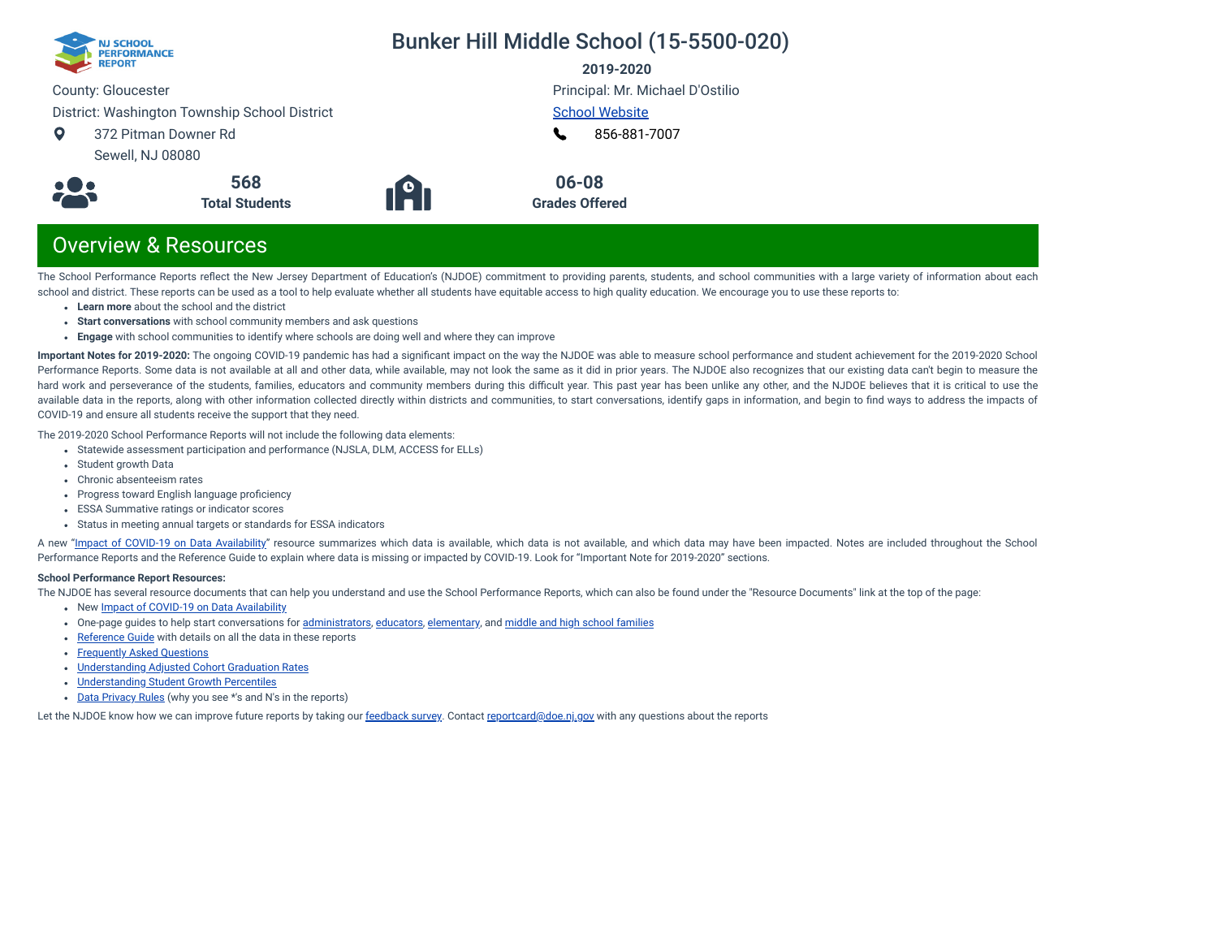# Bunker Hill Middle School (15-5500-020)

**2019-2020**

County: Gloucester

District: Washington Township School District

372 Pitman Downer Rd
Sewell, NJ 08080

Principal: Mr. Michael D'Ostilio

School Website

856-881-7007

**568**
**Total Students**

**06-08**
**Grades Offered**

## Overview & Resources

The School Performance Reports reflect the New Jersey Department of Education's (NJDOE) commitment to providing parents, students, and school communities with a large variety of information about each school and district. These reports can be used as a tool to help evaluate whether all students have equitable access to high quality education. We encourage you to use these reports to:

- **Learn more** about the school and the district
- **Start conversations** with school community members and ask questions
- **Engage** with school communities to identify where schools are doing well and where they can improve

**Important Notes for 2019-2020:** The ongoing COVID-19 pandemic has had a significant impact on the way the NJDOE was able to measure school performance and student achievement for the 2019-2020 School Performance Reports. Some data is not available at all and other data, while available, may not look the same as it did in prior years. The NJDOE also recognizes that our existing data can't begin to measure the hard work and perseverance of the students, families, educators and community members during this difficult year. This past year has been unlike any other, and the NJDOE believes that it is critical to use the available data in the reports, along with other information collected directly within districts and communities, to start conversations, identify gaps in information, and begin to find ways to address the impacts of COVID-19 and ensure all students receive the support that they need.

The 2019-2020 School Performance Reports will not include the following data elements:

- Statewide assessment participation and performance (NJSLA, DLM, ACCESS for ELLs)
- Student growth Data
- Chronic absenteeism rates
- Progress toward English language proficiency
- ESSA Summative ratings or indicator scores
- Status in meeting annual targets or standards for ESSA indicators

A new "Impact of COVID-19 on Data Availability" resource summarizes which data is available, which data is not available, and which data may have been impacted. Notes are included throughout the School Performance Reports and the Reference Guide to explain where data is missing or impacted by COVID-19. Look for "Important Note for 2019-2020" sections.

**School Performance Report Resources:**

The NJDOE has several resource documents that can help you understand and use the School Performance Reports, which can also be found under the "Resource Documents" link at the top of the page:

- New Impact of COVID-19 on Data Availability
- One-page guides to help start conversations for administrators, educators, elementary, and middle and high school families
- Reference Guide with details on all the data in these reports
- Frequently Asked Questions
- Understanding Adjusted Cohort Graduation Rates
- Understanding Student Growth Percentiles
- Data Privacy Rules (why you see *'s and N's in the reports)

Let the NJDOE know how we can improve future reports by taking our feedback survey. Contact reportcard@doe.nj.gov with any questions about the reports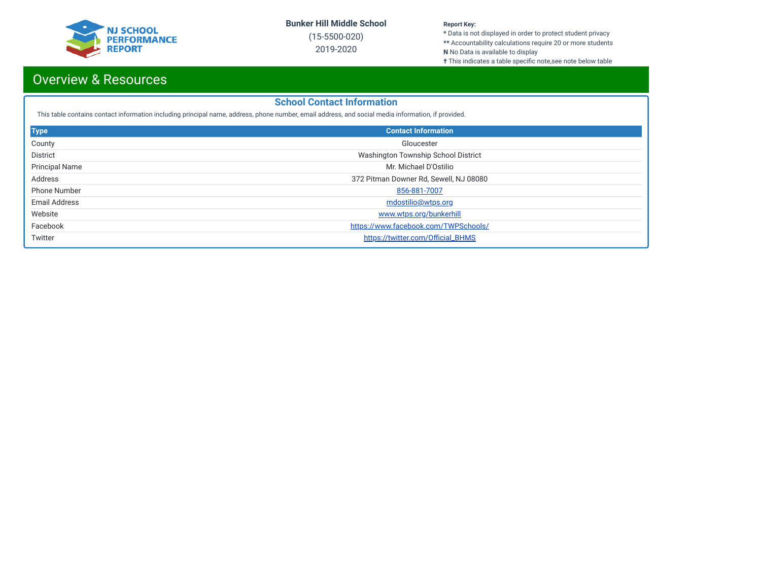Bunker Hill Middle School

(15-5500-020)

2019-2020

**Report Key:**

\* Data is not displayed in order to protect student privacy

\*\* Accountability calculations require 20 or more students

**N** No Data is available to display

✝ This indicates a table specific note,see note below table

# Overview & Resources

## School Contact Information

This table contains contact information including principal name, address, phone number, email address, and social media information, if provided.

| Type | Contact Information |
|---|---|
| County | Gloucester |
| District | Washington Township School District |
| Principal Name | Mr. Michael D'Ostilio |
| Address | 372 Pitman Downer Rd, Sewell, NJ 08080 |
| Phone Number | 856-881-7007 |
| Email Address | mdostilio@wtps.org |
| Website | www.wtps.org/bunkerhill |
| Facebook | https://www.facebook.com/TWPSchools/ |
| Twitter | https://twitter.com/Official_BHMS |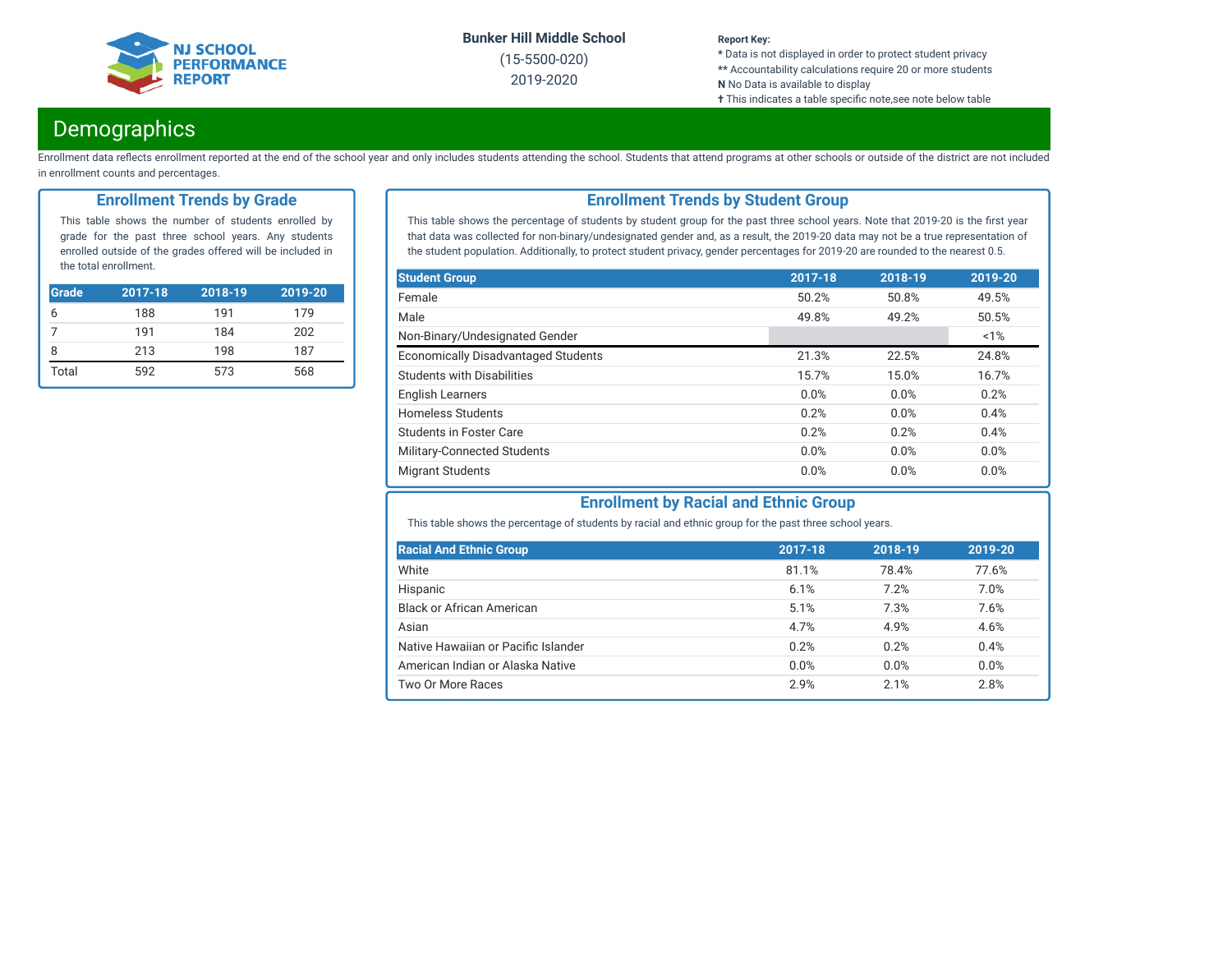# Demographics

Enrollment data reflects enrollment reported at the end of the school year and only includes students attending the school. Students that attend programs at other schools or outside of the district are not included in enrollment counts and percentages.

## Enrollment Trends by Grade

This table shows the number of students enrolled by grade for the past three school years. Any students enrolled outside of the grades offered will be included in the total enrollment.

| Grade | 2017-18 | 2018-19 | 2019-20 |
|---|---|---|---|
| 6 | 188 | 191 | 179 |
| 7 | 191 | 184 | 202 |
| 8 | 213 | 198 | 187 |
| Total | 592 | 573 | 568 |

## Enrollment Trends by Student Group

This table shows the percentage of students by student group for the past three school years. Note that 2019-20 is the first year that data was collected for non-binary/undesignated gender and, as a result, the 2019-20 data may not be a true representation of the student population. Additionally, to protect student privacy, gender percentages for 2019-20 are rounded to the nearest 0.5.

| Student Group | 2017-18 | 2018-19 | 2019-20 |
|---|---|---|---|
| Female | 50.2% | 50.8% | 49.5% |
| Male | 49.8% | 49.2% | 50.5% |
| Non-Binary/Undesignated Gender | | | <1% |
| Economically Disadvantaged Students | 21.3% | 22.5% | 24.8% |
| Students with Disabilities | 15.7% | 15.0% | 16.7% |
| English Learners | 0.0% | 0.0% | 0.2% |
| Homeless Students | 0.2% | 0.0% | 0.4% |
| Students in Foster Care | 0.2% | 0.2% | 0.4% |
| Military-Connected Students | 0.0% | 0.0% | 0.0% |
| Migrant Students | 0.0% | 0.0% | 0.0% |

## Enrollment by Racial and Ethnic Group

This table shows the percentage of students by racial and ethnic group for the past three school years.

| Racial And Ethnic Group | 2017-18 | 2018-19 | 2019-20 |
|---|---|---|---|
| White | 81.1% | 78.4% | 77.6% |
| Hispanic | 6.1% | 7.2% | 7.0% |
| Black or African American | 5.1% | 7.3% | 7.6% |
| Asian | 4.7% | 4.9% | 4.6% |
| Native Hawaiian or Pacific Islander | 0.2% | 0.2% | 0.4% |
| American Indian or Alaska Native | 0.0% | 0.0% | 0.0% |
| Two Or More Races | 2.9% | 2.1% | 2.8% |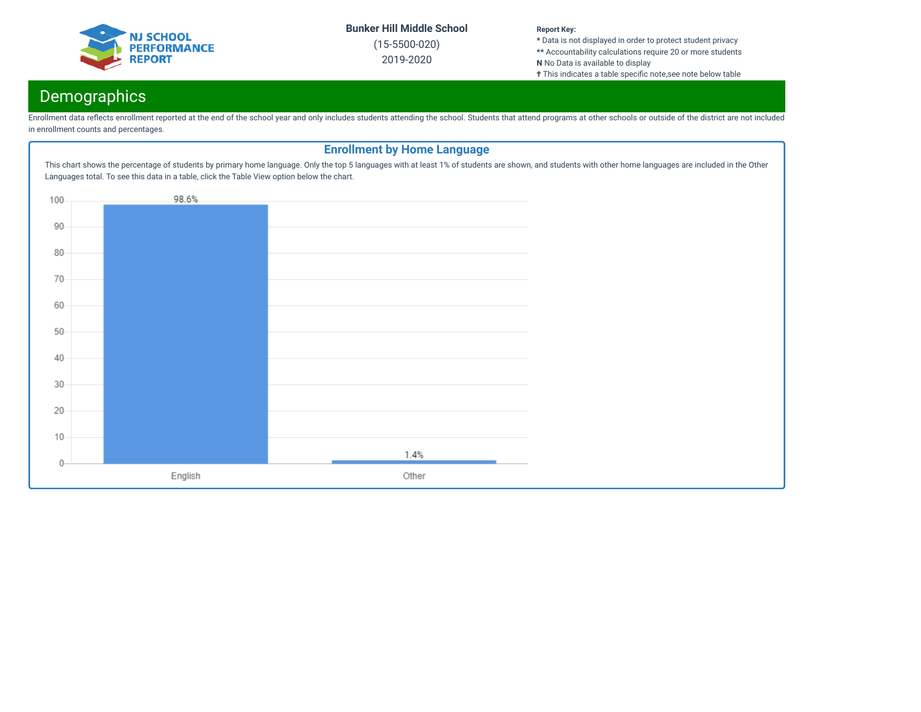Bunker Hill Middle School
(15-5500-020)
2019-2020

**Report Key:**
* Data is not displayed in order to protect student privacy
** Accountability calculations require 20 or more students
**N** No Data is available to display
✝ This indicates a table specific note,see note below table

# Demographics

Enrollment data reflects enrollment reported at the end of the school year and only includes students attending the school. Students that attend programs at other schools or outside of the district are not included in enrollment counts and percentages.

## Enrollment by Home Language

This chart shows the percentage of students by primary home language. Only the top 5 languages with at least 1% of students are shown, and students with other home languages are included in the Other Languages total. To see this data in a table, click the Table View option below the chart.

| Language | Percentage |
|---|---|
| English | 98.6% |
| Other | 1.4% |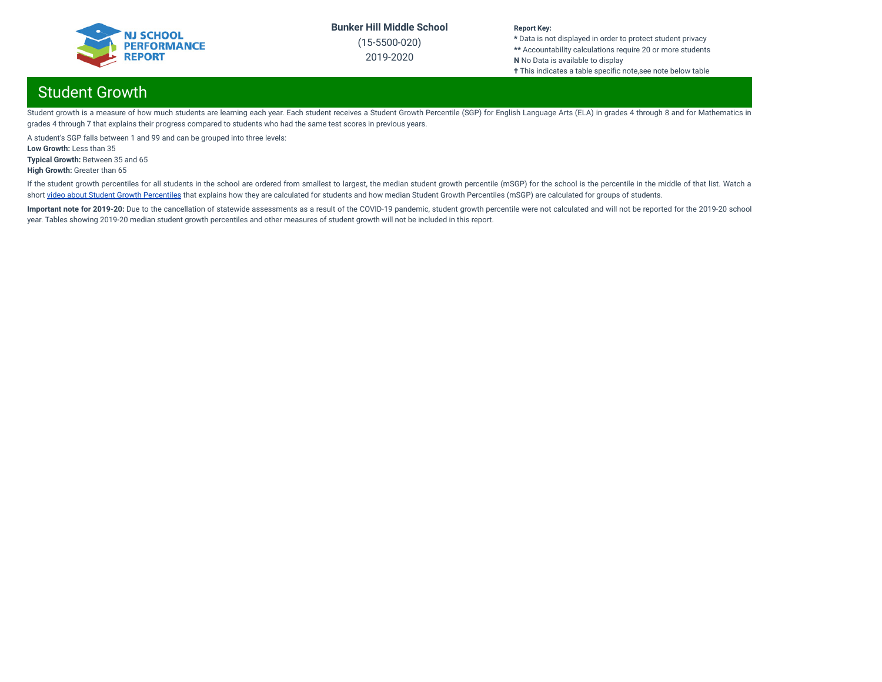## Student Growth

Student growth is a measure of how much students are learning each year. Each student receives a Student Growth Percentile (SGP) for English Language Arts (ELA) in grades 4 through 8 and for Mathematics in grades 4 through 7 that explains their progress compared to students who had the same test scores in previous years.

A student's SGP falls between 1 and 99 and can be grouped into three levels:
**Low Growth:** Less than 35
**Typical Growth:** Between 35 and 65
**High Growth:** Greater than 65

If the student growth percentiles for all students in the school are ordered from smallest to largest, the median student growth percentile (mSGP) for the school is the percentile in the middle of that list. Watch a short video about Student Growth Percentiles that explains how they are calculated for students and how median Student Growth Percentiles (mSGP) are calculated for groups of students.

**Important note for 2019-20:** Due to the cancellation of statewide assessments as a result of the COVID-19 pandemic, student growth percentile were not calculated and will not be reported for the 2019-20 school year. Tables showing 2019-20 median student growth percentiles and other measures of student growth will not be included in this report.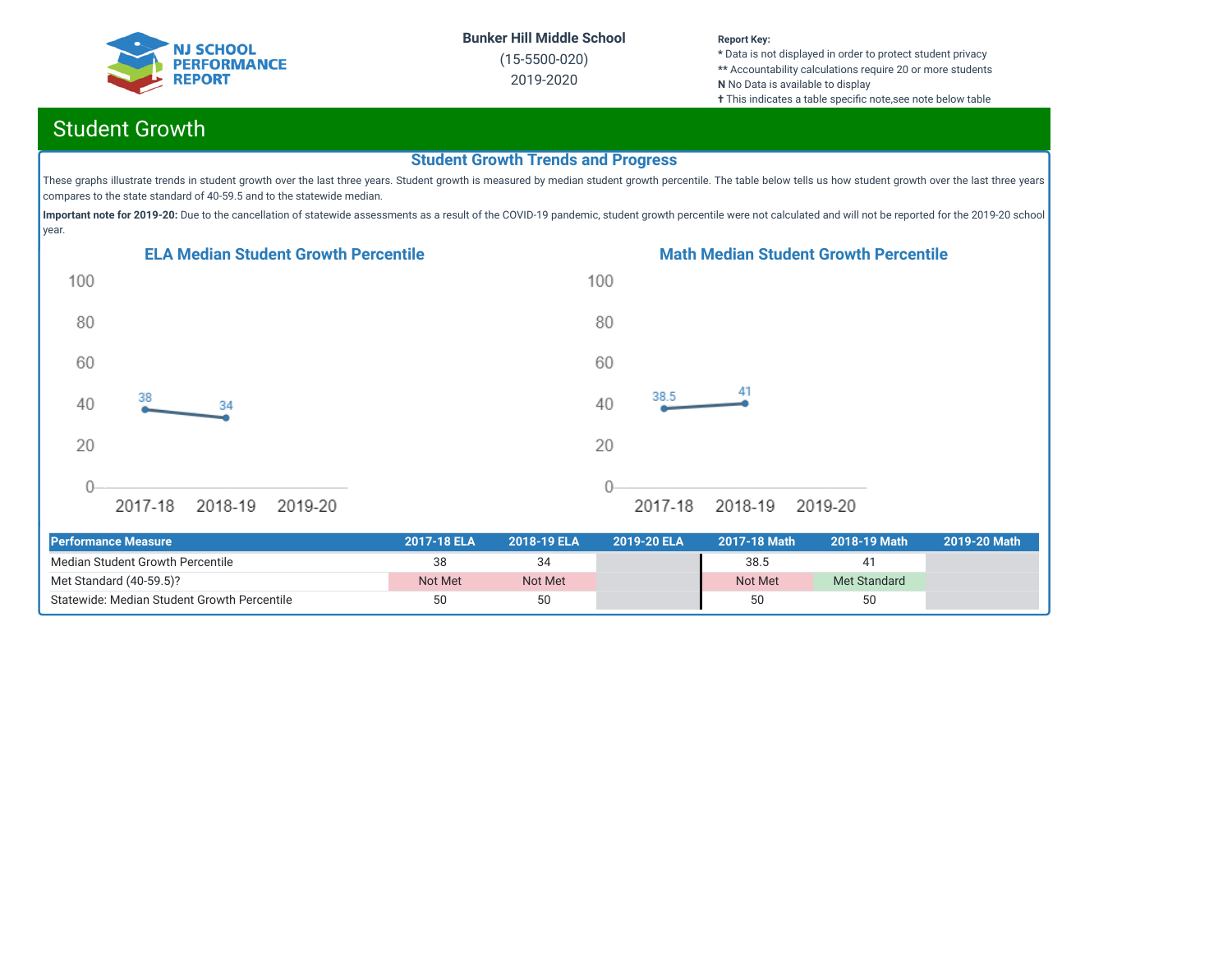**Bunker Hill Middle School**
(15-5500-020)
2019-2020

**Report Key:**
* Data is not displayed in order to protect student privacy
** Accountability calculations require 20 or more students
**N** No Data is available to display
✝ This indicates a table specific note,see note below table

## Student Growth

### Student Growth Trends and Progress

These graphs illustrate trends in student growth over the last three years. Student growth is measured by median student growth percentile. The table below tells us how student growth over the last three years compares to the state standard of 40-59.5 and to the statewide median.

**Important note for 2019-20:** Due to the cancellation of statewide assessments as a result of the COVID-19 pandemic, student growth percentile were not calculated and will not be reported for the 2019-20 school year.

#### ELA Median Student Growth Percentile

| Year | Value |
|---|---|
| 2017-18 | 38 |
| 2018-19 | 34 |
| 2019-20 | |

#### Math Median Student Growth Percentile

| Year | Value |
|---|---|
| 2017-18 | 38.5 |
| 2018-19 | 41 |
| 2019-20 | |

| Performance Measure | 2017-18 ELA | 2018-19 ELA | 2019-20 ELA | 2017-18 Math | 2018-19 Math | 2019-20 Math |
|---|---|---|---|---|---|---|
| Median Student Growth Percentile | 38 | 34 | | 38.5 | 41 | |
| Met Standard (40-59.5)? | Not Met | Not Met | | Not Met | Met Standard | |
| Statewide: Median Student Growth Percentile | 50 | 50 | | 50 | 50 | |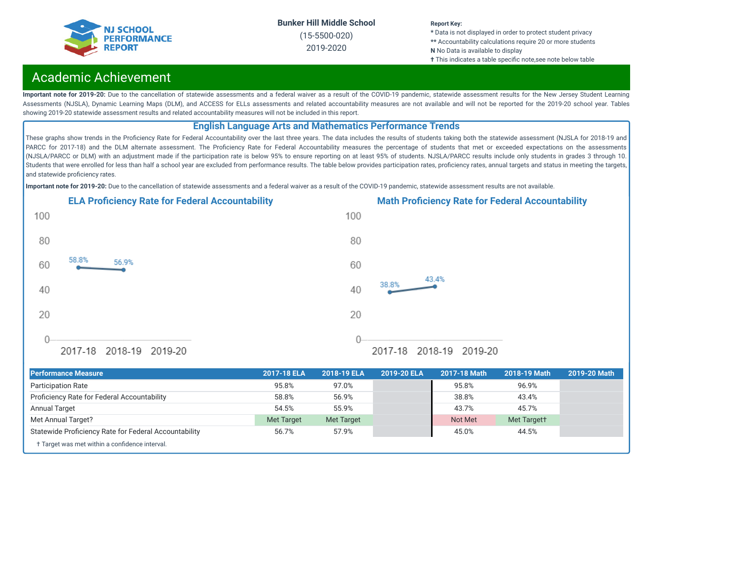Bunker Hill Middle School
(15-5500-020)
2019-2020

**Report Key:**
* Data is not displayed in order to protect student privacy
** Accountability calculations require 20 or more students
**N** No Data is available to display
† This indicates a table specific note,see note below table

## Academic Achievement

**Important note for 2019-20:** Due to the cancellation of statewide assessments and a federal waiver as a result of the COVID-19 pandemic, statewide assessment results for the New Jersey Student Learning Assessments (NJSLA), Dynamic Learning Maps (DLM), and ACCESS for ELLs assessments and related accountability measures are not available and will not be reported for the 2019-20 school year. Tables showing 2019-20 statewide assessment results and related accountability measures will not be included in this report.

### English Language Arts and Mathematics Performance Trends

These graphs show trends in the Proficiency Rate for Federal Accountability over the last three years. The data includes the results of students taking both the statewide assessment (NJSLA for 2018-19 and PARCC for 2017-18) and the DLM alternate assessment. The Proficiency Rate for Federal Accountability measures the percentage of students that met or exceeded expectations on the assessments (NJSLA/PARCC or DLM) with an adjustment made if the participation rate is below 95% to ensure reporting on at least 95% of students. NJSLA/PARCC results include only students in grades 3 through 10. Students that were enrolled for less than half a school year are excluded from performance results. The table below provides participation rates, proficiency rates, annual targets and status in meeting the targets, and statewide proficiency rates.

**Important note for 2019-20:** Due to the cancellation of statewide assessments and a federal waiver as a result of the COVID-19 pandemic, statewide assessment results are not available.

**ELA Proficiency Rate for Federal Accountability**

| Year | Rate |
|---|---|
| 2017-18 | 58.8% |
| 2018-19 | 56.9% |
| 2019-20 | |

**Math Proficiency Rate for Federal Accountability**

| Year | Rate |
|---|---|
| 2017-18 | 38.8% |
| 2018-19 | 43.4% |
| 2019-20 | |

| Performance Measure | 2017-18 ELA | 2018-19 ELA | 2019-20 ELA | 2017-18 Math | 2018-19 Math | 2019-20 Math |
|---|---|---|---|---|---|---|
| Participation Rate | 95.8% | 97.0% | | 95.8% | 96.9% | |
| Proficiency Rate for Federal Accountability | 58.8% | 56.9% | | 38.8% | 43.4% | |
| Annual Target | 54.5% | 55.9% | | 43.7% | 45.7% | |
| Met Annual Target? | Met Target | Met Target | | Not Met | Met Target† | |
| Statewide Proficiency Rate for Federal Accountability | 56.7% | 57.9% | | 45.0% | 44.5% | |

† Target was met within a confidence interval.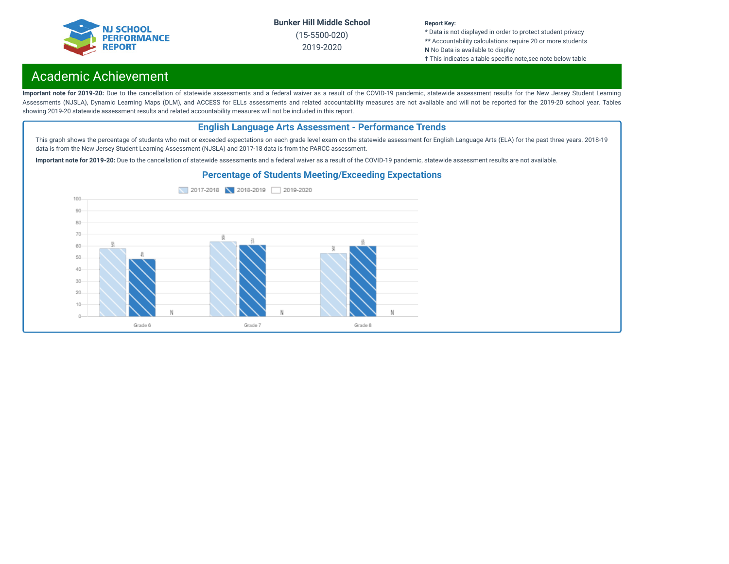Bunker Hill Middle School

(15-5500-020)

2019-2020

**Report Key:**
* Data is not displayed in order to protect student privacy
** Accountability calculations require 20 or more students
**N** No Data is available to display
✝ This indicates a table specific note,see note below table

# Academic Achievement

**Important note for 2019-20:** Due to the cancellation of statewide assessments and a federal waiver as a result of the COVID-19 pandemic, statewide assessment results for the New Jersey Student Learning Assessments (NJSLA), Dynamic Learning Maps (DLM), and ACCESS for ELLs assessments and related accountability measures are not available and will not be reported for the 2019-20 school year. Tables showing 2019-20 statewide assessment results and related accountability measures will not be included in this report.

## English Language Arts Assessment - Performance Trends

This graph shows the percentage of students who met or exceeded expectations on each grade level exam on the statewide assessment for English Language Arts (ELA) for the past three years. 2018-19 data is from the New Jersey Student Learning Assessment (NJSLA) and 2017-18 data is from the PARCC assessment.

**Important note for 2019-20:** Due to the cancellation of statewide assessments and a federal waiver as a result of the COVID-19 pandemic, statewide assessment results are not available.

### Percentage of Students Meeting/Exceeding Expectations

| | 2017-2018 | 2018-2019 | 2019-2020 |
|---|---|---|---|
| Grade 6 | 58 | 49 | N |
| Grade 7 | 64 | 61 | N |
| Grade 8 | 54 | 60 | N |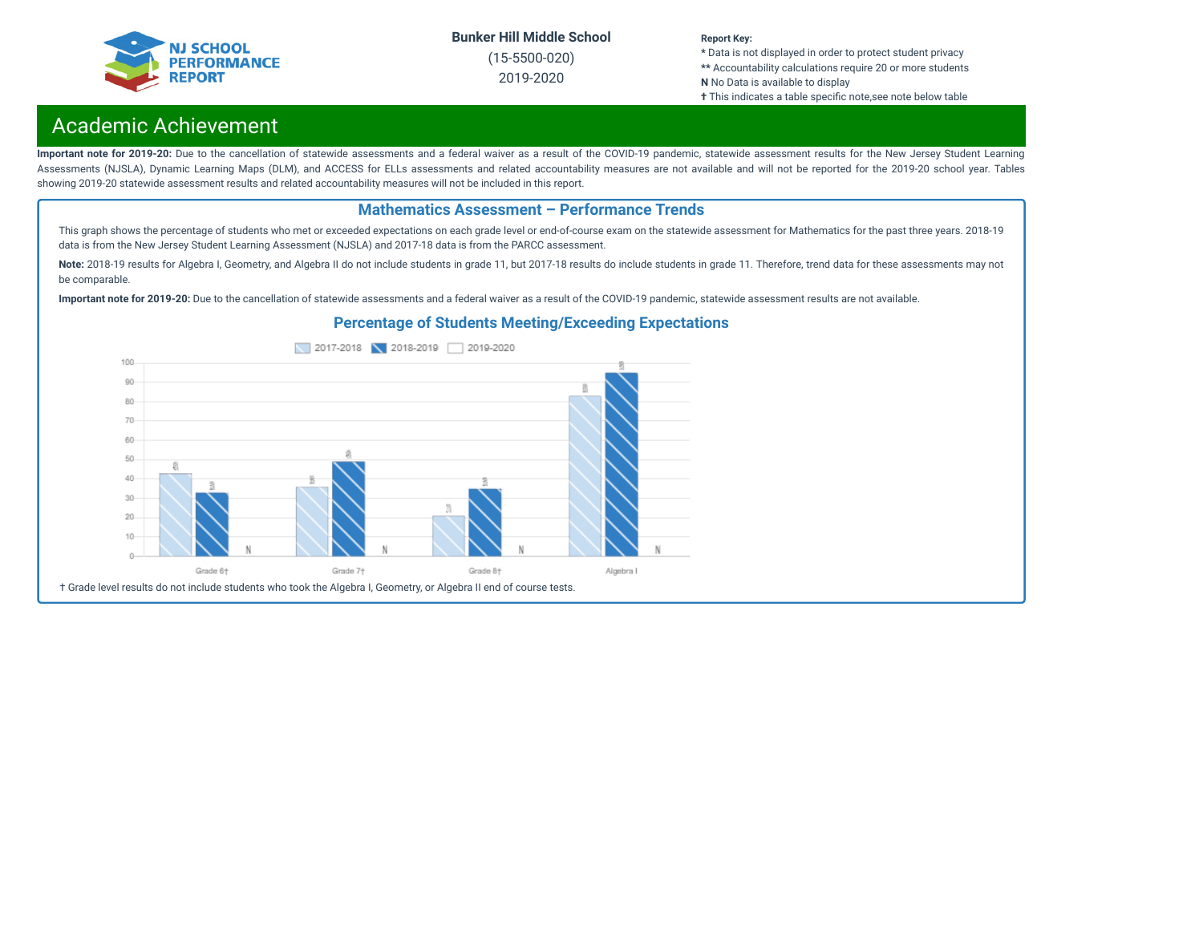Bunker Hill Middle School

(15-5500-020)

2019-2020

**Report Key:**
* Data is not displayed in order to protect student privacy
** Accountability calculations require 20 or more students
**N** No Data is available to display
**†** This indicates a table specific note,see note below table

## Academic Achievement

**Important note for 2019-20:** Due to the cancellation of statewide assessments and a federal waiver as a result of the COVID-19 pandemic, statewide assessment results for the New Jersey Student Learning Assessments (NJSLA), Dynamic Learning Maps (DLM), and ACCESS for ELLs assessments and related accountability measures are not available and will not be reported for the 2019-20 school year. Tables showing 2019-20 statewide assessment results and related accountability measures will not be included in this report.

### Mathematics Assessment – Performance Trends

This graph shows the percentage of students who met or exceeded expectations on each grade level or end-of-course exam on the statewide assessment for Mathematics for the past three years. 2018-19 data is from the New Jersey Student Learning Assessment (NJSLA) and 2017-18 data is from the PARCC assessment.

**Note:** 2018-19 results for Algebra I, Geometry, and Algebra II do not include students in grade 11, but 2017-18 results do include students in grade 11. Therefore, trend data for these assessments may not be comparable.

**Important note for 2019-20:** Due to the cancellation of statewide assessments and a federal waiver as a result of the COVID-19 pandemic, statewide assessment results are not available.

#### Percentage of Students Meeting/Exceeding Expectations

| | 2017-2018 | 2018-2019 | 2019-2020 |
|---|---|---|---|
| Grade 6† | 43% | 33% | N |
| Grade 7† | 36% | 49% | N |
| Grade 8† | 21% | 35% | N |
| Algebra I | 83% | 95% | N |

† Grade level results do not include students who took the Algebra I, Geometry, or Algebra II end of course tests.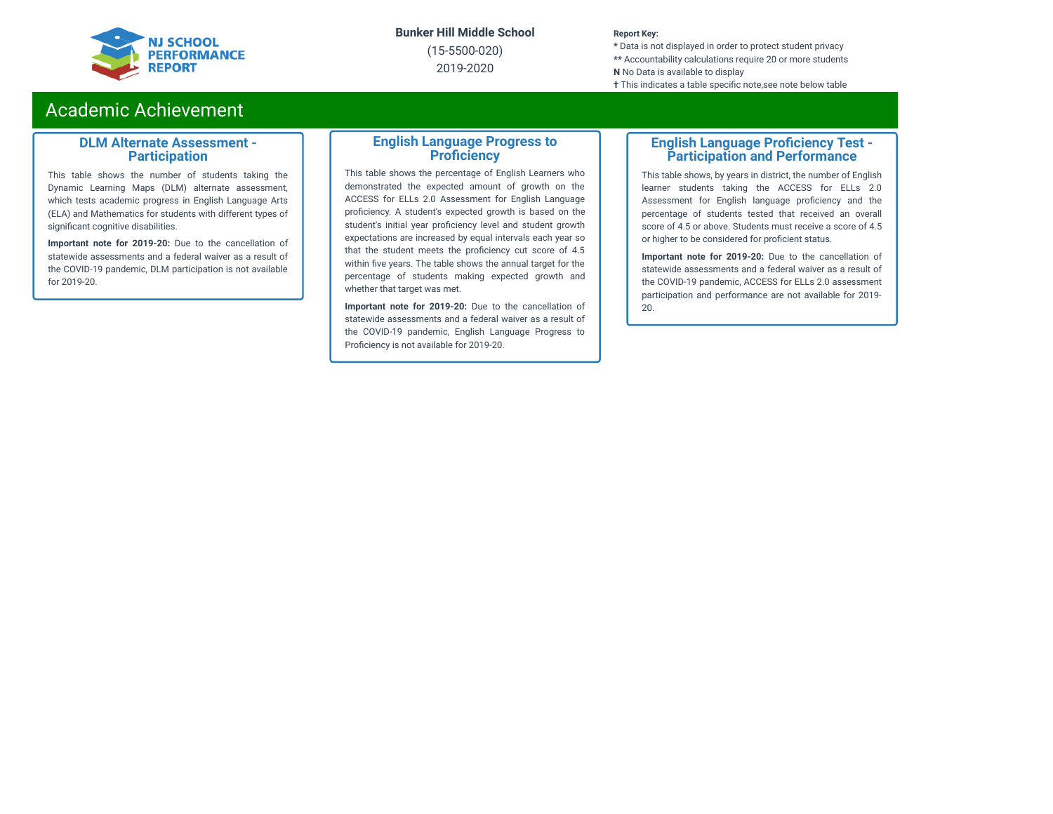Bunker Hill Middle School

(15-5500-020)

2019-2020

**Report Key:**

* Data is not displayed in order to protect student privacy

** Accountability calculations require 20 or more students

**N** No Data is available to display

✝ This indicates a table specific note,see note below table

# Academic Achievement

## DLM Alternate Assessment - Participation

This table shows the number of students taking the Dynamic Learning Maps (DLM) alternate assessment, which tests academic progress in English Language Arts (ELA) and Mathematics for students with different types of significant cognitive disabilities.

**Important note for 2019-20:** Due to the cancellation of statewide assessments and a federal waiver as a result of the COVID-19 pandemic, DLM participation is not available for 2019-20.

## English Language Progress to Proficiency

This table shows the percentage of English Learners who demonstrated the expected amount of growth on the ACCESS for ELLs 2.0 Assessment for English Language proficiency. A student's expected growth is based on the student's initial year proficiency level and student growth expectations are increased by equal intervals each year so that the student meets the proficiency cut score of 4.5 within five years. The table shows the annual target for the percentage of students making expected growth and whether that target was met.

**Important note for 2019-20:** Due to the cancellation of statewide assessments and a federal waiver as a result of the COVID-19 pandemic, English Language Progress to Proficiency is not available for 2019-20.

## English Language Proficiency Test - Participation and Performance

This table shows, by years in district, the number of English learner students taking the ACCESS for ELLs 2.0 Assessment for English language proficiency and the percentage of students tested that received an overall score of 4.5 or above. Students must receive a score of 4.5 or higher to be considered for proficient status.

**Important note for 2019-20:** Due to the cancellation of statewide assessments and a federal waiver as a result of the COVID-19 pandemic, ACCESS for ELLs 2.0 assessment participation and performance are not available for 2019-20.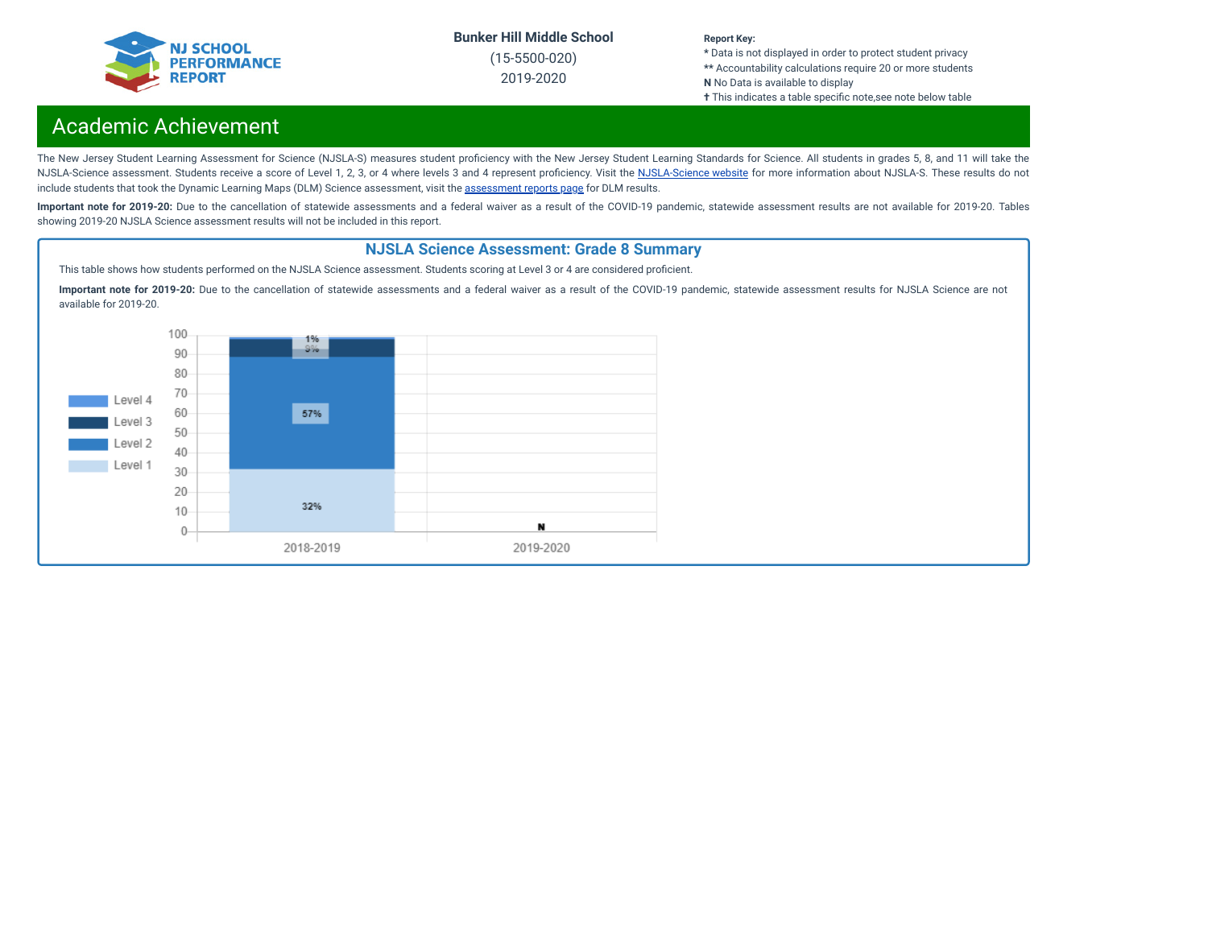Bunker Hill Middle School
(15-5500-020)
2019-2020

Report Key:
* Data is not displayed in order to protect student privacy
** Accountability calculations require 20 or more students
**N** No Data is available to display
✝ This indicates a table specific note,see note below table

## Academic Achievement

The New Jersey Student Learning Assessment for Science (NJSLA-S) measures student proficiency with the New Jersey Student Learning Standards for Science. All students in grades 5, 8, and 11 will take the NJSLA-Science assessment. Students receive a score of Level 1, 2, 3, or 4 where levels 3 and 4 represent proficiency. Visit the NJSLA-Science website for more information about NJSLA-S. These results do not include students that took the Dynamic Learning Maps (DLM) Science assessment, visit the assessment reports page for DLM results.

**Important note for 2019-20:** Due to the cancellation of statewide assessments and a federal waiver as a result of the COVID-19 pandemic, statewide assessment results are not available for 2019-20. Tables showing 2019-20 NJSLA Science assessment results will not be included in this report.

### NJSLA Science Assessment: Grade 8 Summary

This table shows how students performed on the NJSLA Science assessment. Students scoring at Level 3 or 4 are considered proficient.

**Important note for 2019-20:** Due to the cancellation of statewide assessments and a federal waiver as a result of the COVID-19 pandemic, statewide assessment results for NJSLA Science are not available for 2019-20.

| | Level 1 | Level 2 | Level 3 | Level 4 |
|---|---|---|---|---|
| 2018-2019 | 32% | 57% | 9% | 1% |
| 2019-2020 | N | | | |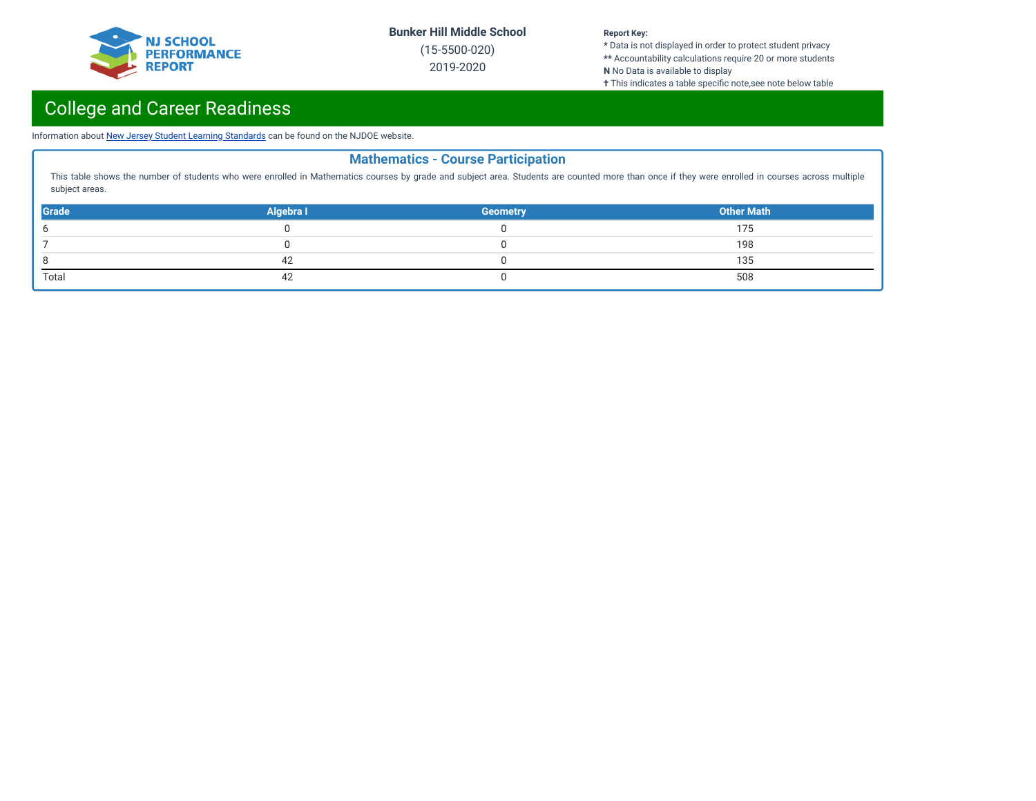**Bunker Hill Middle School**

(15-5500-020)

2019-2020

**Report Key:**
* Data is not displayed in order to protect student privacy
** Accountability calculations require 20 or more students
**N** No Data is available to display
✝ This indicates a table specific note,see note below table

# College and Career Readiness

Information about New Jersey Student Learning Standards can be found on the NJDOE website.

## Mathematics - Course Participation

This table shows the number of students who were enrolled in Mathematics courses by grade and subject area. Students are counted more than once if they were enrolled in courses across multiple subject areas.

| Grade | Algebra I | Geometry | Other Math |
|---|---|---|---|
| 6 | 0 | 0 | 175 |
| 7 | 0 | 0 | 198 |
| 8 | 42 | 0 | 135 |
| Total | 42 | 0 | 508 |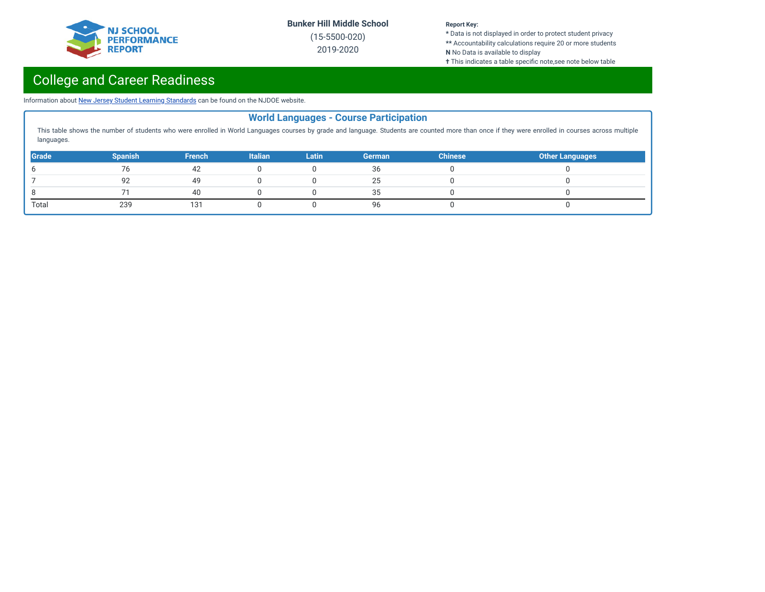Bunker Hill Middle School
(15-5500-020)
2019-2020

**Report Key:**
* Data is not displayed in order to protect student privacy
** Accountability calculations require 20 or more students
**N** No Data is available to display
✝ This indicates a table specific note,see note below table

# College and Career Readiness

Information about New Jersey Student Learning Standards can be found on the NJDOE website.

## World Languages - Course Participation

This table shows the number of students who were enrolled in World Languages courses by grade and language. Students are counted more than once if they were enrolled in courses across multiple languages.

| Grade | Spanish | French | Italian | Latin | German | Chinese | Other Languages |
|---|---|---|---|---|---|---|---|
| 6 | 76 | 42 | 0 | 0 | 36 | 0 | 0 |
| 7 | 92 | 49 | 0 | 0 | 25 | 0 | 0 |
| 8 | 71 | 40 | 0 | 0 | 35 | 0 | 0 |
| Total | 239 | 131 | 0 | 0 | 96 | 0 | 0 |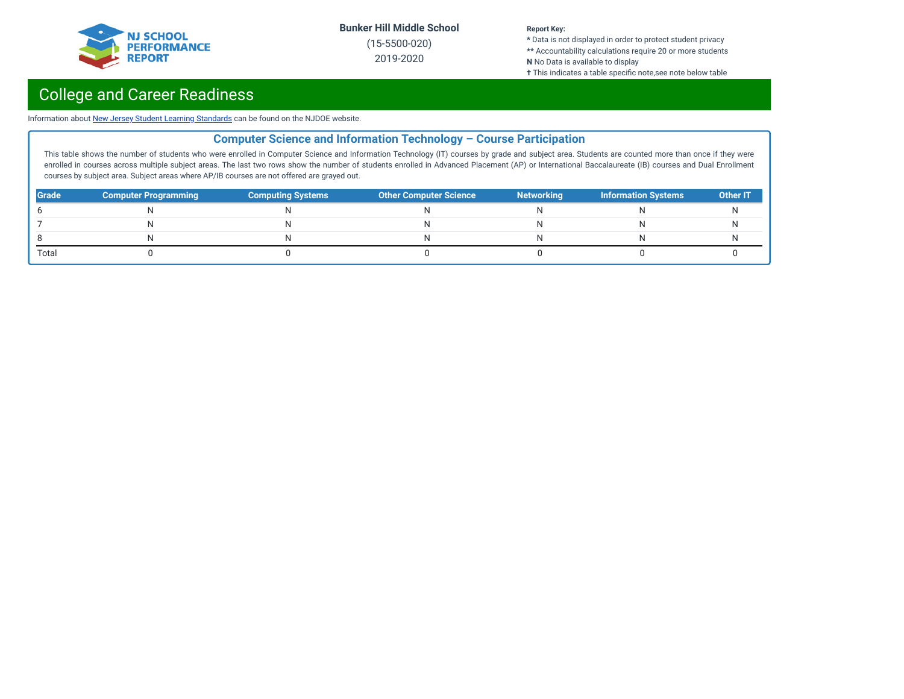Bunker Hill Middle School
(15-5500-020)
2019-2020

**Report Key:**
* Data is not displayed in order to protect student privacy
** Accountability calculations require 20 or more students
**N** No Data is available to display
✝ This indicates a table specific note,see note below table

# College and Career Readiness

Information about New Jersey Student Learning Standards can be found on the NJDOE website.

## Computer Science and Information Technology – Course Participation

This table shows the number of students who were enrolled in Computer Science and Information Technology (IT) courses by grade and subject area. Students are counted more than once if they were enrolled in courses across multiple subject areas. The last two rows show the number of students enrolled in Advanced Placement (AP) or International Baccalaureate (IB) courses and Dual Enrollment courses by subject area. Subject areas where AP/IB courses are not offered are grayed out.

| Grade | Computer Programming | Computing Systems | Other Computer Science | Networking | Information Systems | Other IT |
|---|---|---|---|---|---|---|
| 6 | N | N | N | N | N | N |
| 7 | N | N | N | N | N | N |
| 8 | N | N | N | N | N | N |
| Total | 0 | 0 | 0 | 0 | 0 | 0 |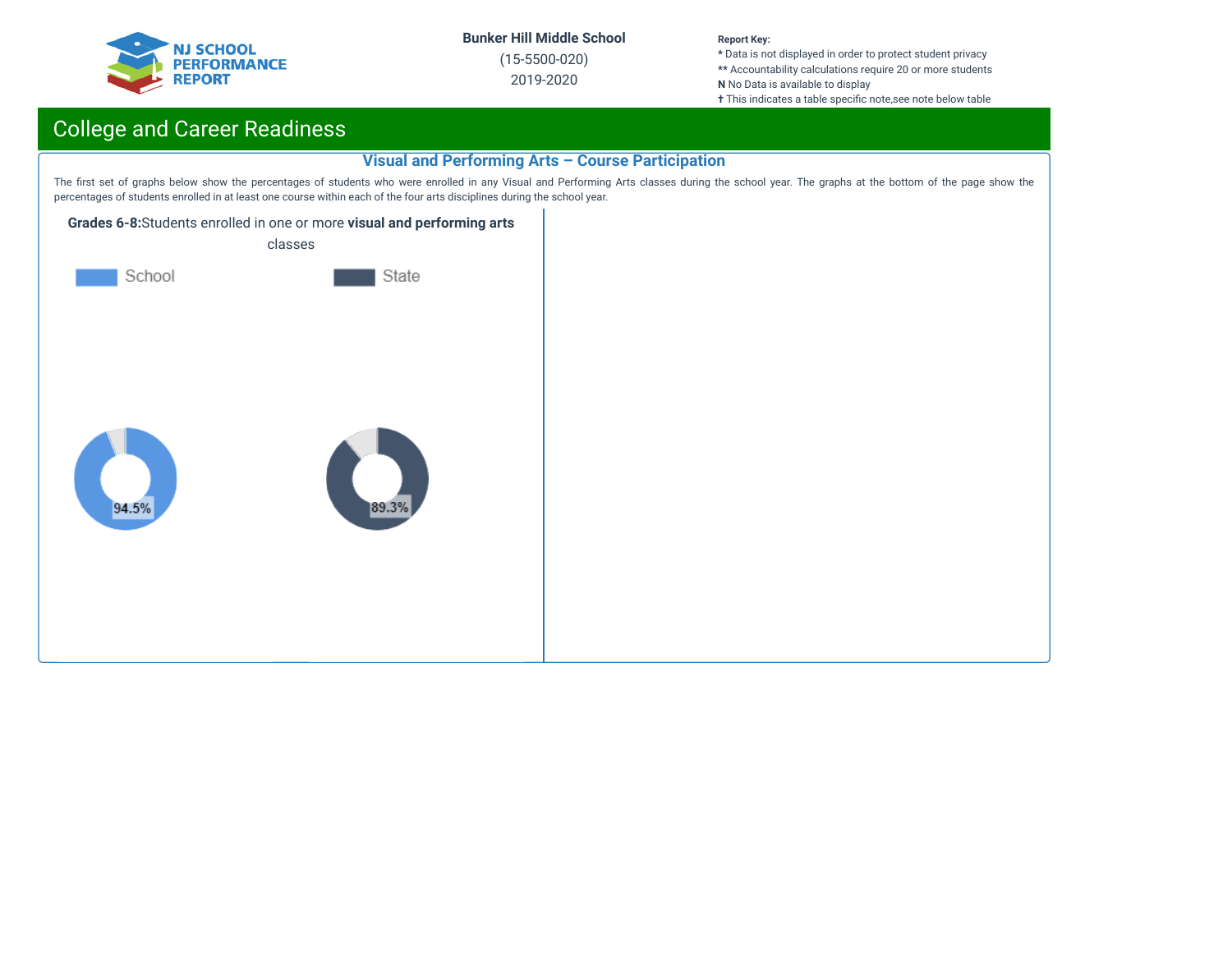Bunker Hill Middle School

(15-5500-020)

2019-2020

**Report Key:**
* Data is not displayed in order to protect student privacy
** Accountability calculations require 20 or more students
**N** No Data is available to display
✝ This indicates a table specific note,see note below table

## College and Career Readiness

### Visual and Performing Arts – Course Participation

The first set of graphs below show the percentages of students who were enrolled in any Visual and Performing Arts classes during the school year. The graphs at the bottom of the page show the percentages of students enrolled in at least one course within each of the four arts disciplines during the school year.

**Grades 6-8:**Students enrolled in one or more **visual and performing arts** classes

School

State

94.5%

89.3%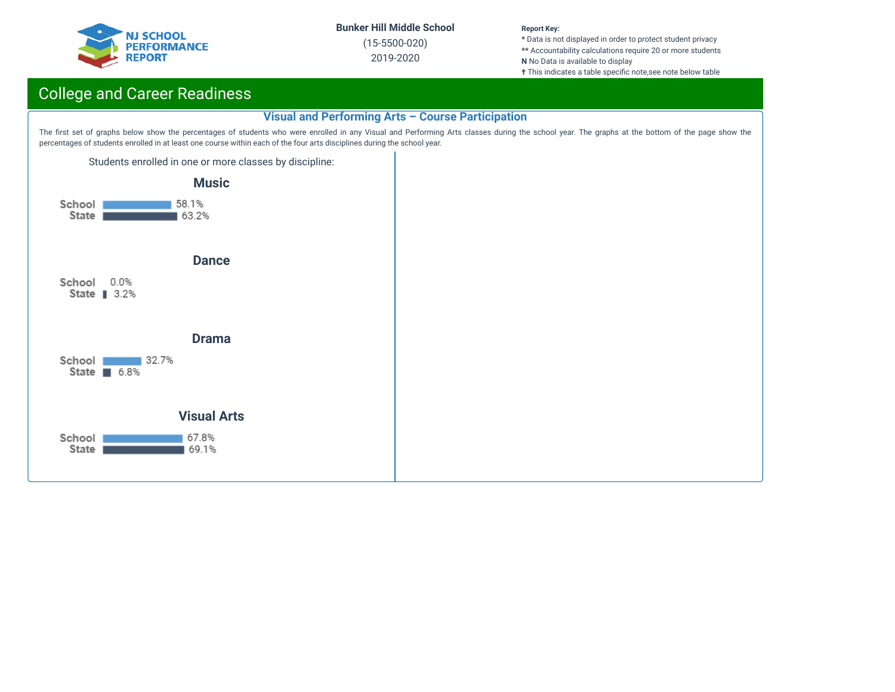Bunker Hill Middle School

(15-5500-020)

2019-2020

**Report Key:**
* Data is not displayed in order to protect student privacy
** Accountability calculations require 20 or more students
**N** No Data is available to display
✝ This indicates a table specific note,see note below table

## College and Career Readiness

### Visual and Performing Arts – Course Participation

The first set of graphs below show the percentages of students who were enrolled in any Visual and Performing Arts classes during the school year. The graphs at the bottom of the page show the percentages of students enrolled in at least one course within each of the four arts disciplines during the school year.

Students enrolled in one or more classes by discipline:

**Music**

| | |
|---|---|
| School | 58.1% |
| State | 63.2% |

**Dance**

| | |
|---|---|
| School | 0.0% |
| State | 3.2% |

**Drama**

| | |
|---|---|
| School | 32.7% |
| State | 6.8% |

**Visual Arts**

| | |
|---|---|
| School | 67.8% |
| State | 69.1% |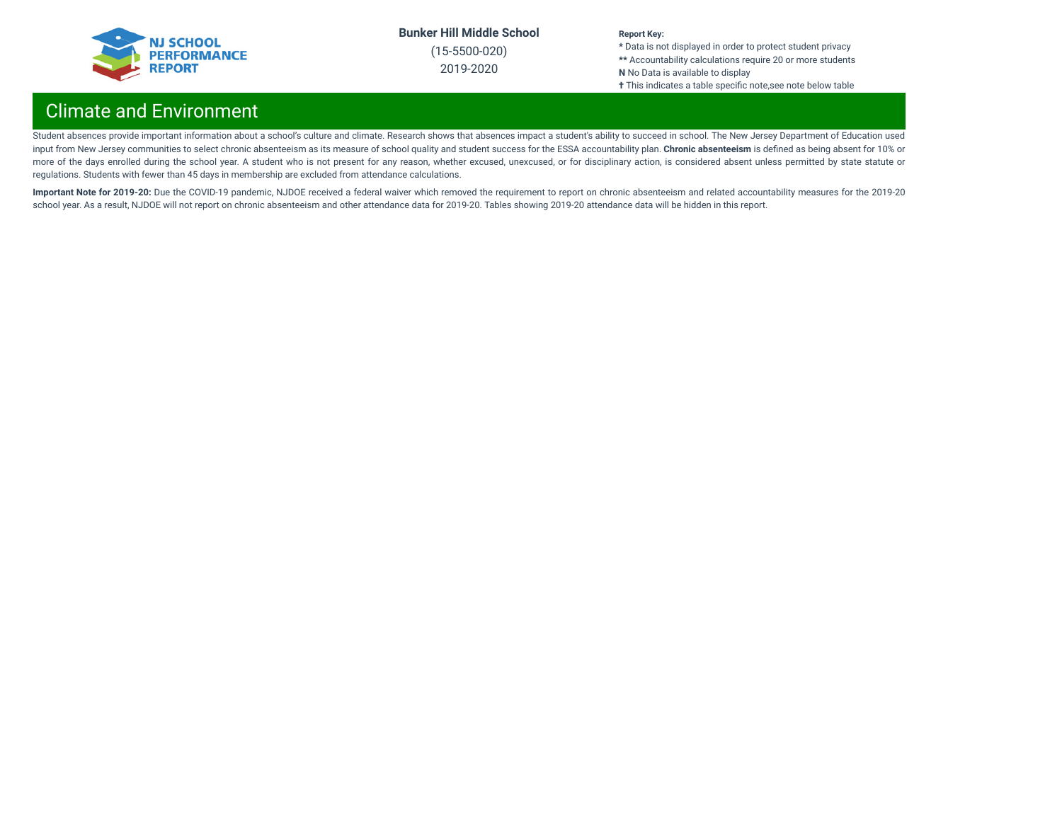# Climate and Environment

Student absences provide important information about a school's culture and climate. Research shows that absences impact a student's ability to succeed in school. The New Jersey Department of Education used input from New Jersey communities to select chronic absenteeism as its measure of school quality and student success for the ESSA accountability plan. **Chronic absenteeism** is defined as being absent for 10% or more of the days enrolled during the school year. A student who is not present for any reason, whether excused, unexcused, or for disciplinary action, is considered absent unless permitted by state statute or regulations. Students with fewer than 45 days in membership are excluded from attendance calculations.

**Important Note for 2019-20:** Due the COVID-19 pandemic, NJDOE received a federal waiver which removed the requirement to report on chronic absenteeism and related accountability measures for the 2019-20 school year. As a result, NJDOE will not report on chronic absenteeism and other attendance data for 2019-20. Tables showing 2019-20 attendance data will be hidden in this report.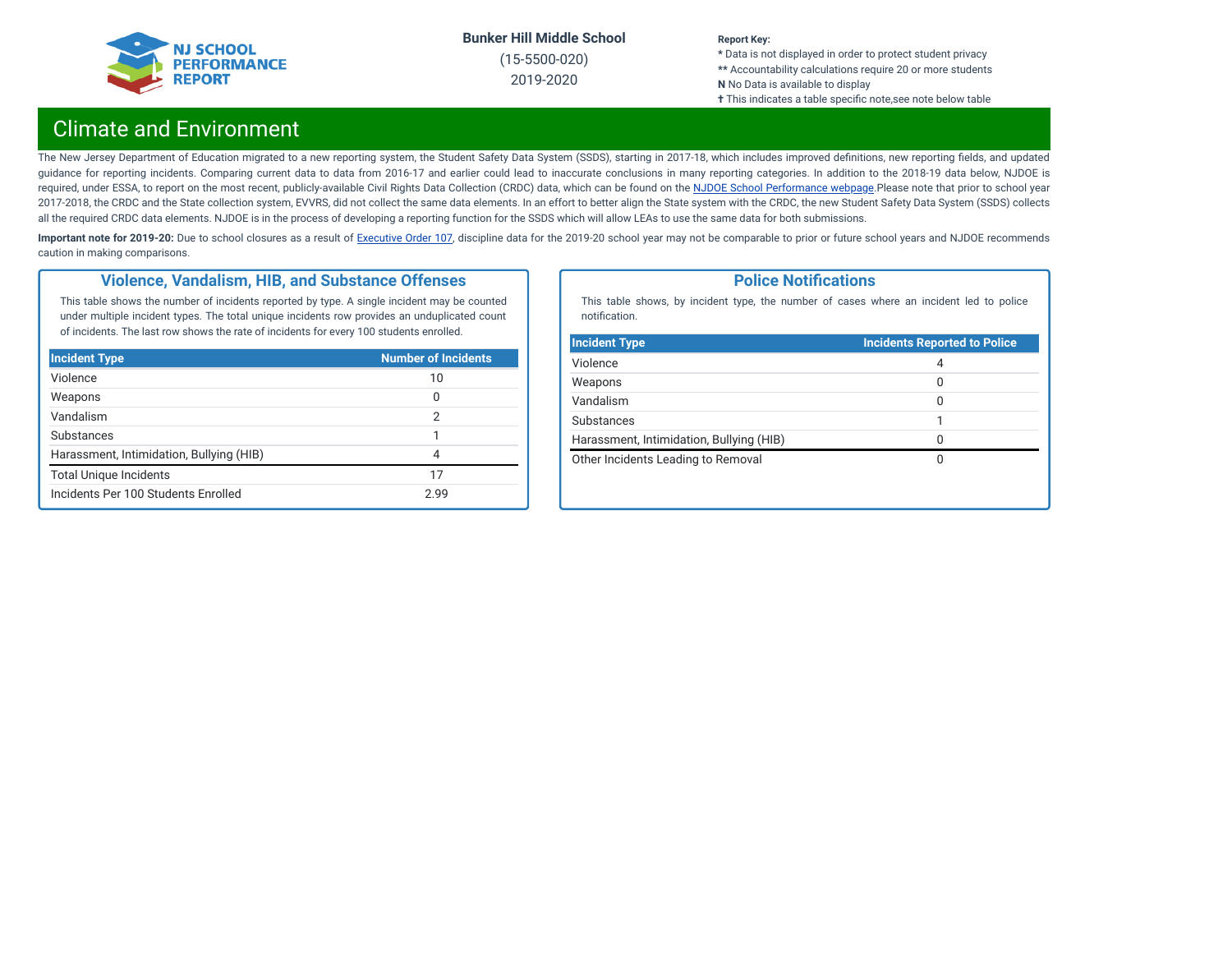NJ SCHOOL PERFORMANCE REPORT

**Bunker Hill Middle School**
(15-5500-020)
2019-2020

**Report Key:**
* Data is not displayed in order to protect student privacy
** Accountability calculations require 20 or more students
**N** No Data is available to display
† This indicates a table specific note,see note below table

# Climate and Environment

The New Jersey Department of Education migrated to a new reporting system, the Student Safety Data System (SSDS), starting in 2017-18, which includes improved definitions, new reporting fields, and updated guidance for reporting incidents. Comparing current data to data from 2016-17 and earlier could lead to inaccurate conclusions in many reporting categories. In addition to the 2018-19 data below, NJDOE is required, under ESSA, to report on the most recent, publicly-available Civil Rights Data Collection (CRDC) data, which can be found on the NJDOE School Performance webpage.Please note that prior to school year 2017-2018, the CRDC and the State collection system, EVVRS, did not collect the same data elements. In an effort to better align the State system with the CRDC, the new Student Safety Data System (SSDS) collects all the required CRDC data elements. NJDOE is in the process of developing a reporting function for the SSDS which will allow LEAs to use the same data for both submissions.

**Important note for 2019-20:** Due to school closures as a result of Executive Order 107, discipline data for the 2019-20 school year may not be comparable to prior or future school years and NJDOE recommends caution in making comparisons.

## Violence, Vandalism, HIB, and Substance Offenses

This table shows the number of incidents reported by type. A single incident may be counted under multiple incident types. The total unique incidents row provides an unduplicated count of incidents. The last row shows the rate of incidents for every 100 students enrolled.

| Incident Type | Number of Incidents |
|---|---|
| Violence | 10 |
| Weapons | 0 |
| Vandalism | 2 |
| Substances | 1 |
| Harassment, Intimidation, Bullying (HIB) | 4 |
| Total Unique Incidents | 17 |
| Incidents Per 100 Students Enrolled | 2.99 |

## Police Notifications

This table shows, by incident type, the number of cases where an incident led to police notification.

| Incident Type | Incidents Reported to Police |
|---|---|
| Violence | 4 |
| Weapons | 0 |
| Vandalism | 0 |
| Substances | 1 |
| Harassment, Intimidation, Bullying (HIB) | 0 |
| Other Incidents Leading to Removal | 0 |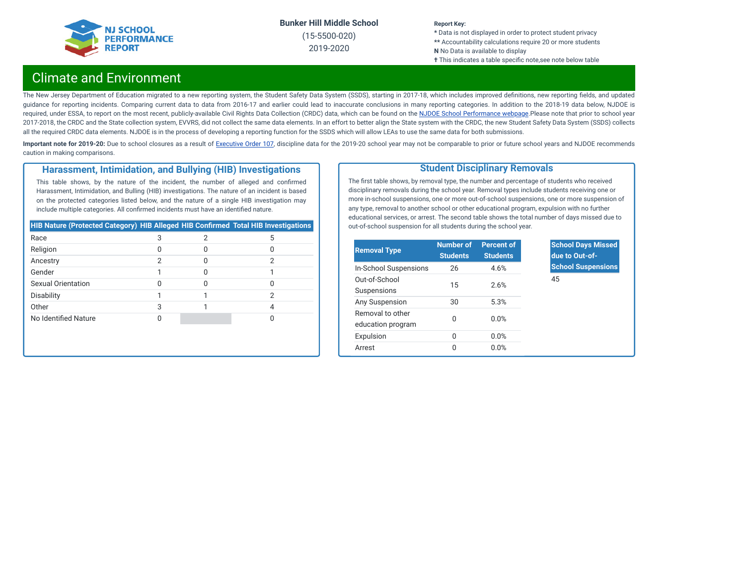**Bunker Hill Middle School**

(15-5500-020)

2019-2020

**Report Key:**
* Data is not displayed in order to protect student privacy
** Accountability calculations require 20 or more students
**N** No Data is available to display
✝ This indicates a table specific note,see note below table

# Climate and Environment

The New Jersey Department of Education migrated to a new reporting system, the Student Safety Data System (SSDS), starting in 2017-18, which includes improved definitions, new reporting fields, and updated guidance for reporting incidents. Comparing current data to data from 2016-17 and earlier could lead to inaccurate conclusions in many reporting categories. In addition to the 2018-19 data below, NJDOE is required, under ESSA, to report on the most recent, publicly-available Civil Rights Data Collection (CRDC) data, which can be found on the NJDOE School Performance webpage.Please note that prior to school year 2017-2018, the CRDC and the State collection system, EVVRS, did not collect the same data elements. In an effort to better align the State system with the CRDC, the new Student Safety Data System (SSDS) collects all the required CRDC data elements. NJDOE is in the process of developing a reporting function for the SSDS which will allow LEAs to use the same data for both submissions.

**Important note for 2019-20:** Due to school closures as a result of Executive Order 107, discipline data for the 2019-20 school year may not be comparable to prior or future school years and NJDOE recommends caution in making comparisons.

## Harassment, Intimidation, and Bullying (HIB) Investigations

This table shows, by the nature of the incident, the number of alleged and confirmed Harassment, Intimidation, and Bulling (HIB) investigations. The nature of an incident is based on the protected categories listed below, and the nature of a single HIB investigation may include multiple categories. All confirmed incidents must have an identified nature.

| HIB Nature (Protected Category) | HIB Alleged | HIB Confirmed | Total HIB Investigations |
|---|---|---|---|
| Race | 3 | 2 | 5 |
| Religion | 0 | 0 | 0 |
| Ancestry | 2 | 0 | 2 |
| Gender | 1 | 0 | 1 |
| Sexual Orientation | 0 | 0 | 0 |
| Disability | 1 | 1 | 2 |
| Other | 3 | 1 | 4 |
| No Identified Nature | 0 | | 0 |

## Student Disciplinary Removals

The first table shows, by removal type, the number and percentage of students who received disciplinary removals during the school year. Removal types include students receiving one or more in-school suspensions, one or more out-of-school suspensions, one or more suspension of any type, removal to another school or other educational program, expulsion with no further educational services, or arrest. The second table shows the total number of days missed due to out-of-school suspension for all students during the school year.

| Removal Type | Number of Students | Percent of Students |
|---|---|---|
| In-School Suspensions | 26 | 4.6% |
| Out-of-School Suspensions | 15 | 2.6% |
| Any Suspension | 30 | 5.3% |
| Removal to other education program | 0 | 0.0% |
| Expulsion | 0 | 0.0% |
| Arrest | 0 | 0.0% |

| School Days Missed due to Out-of-School Suspensions |
|---|
| 45 |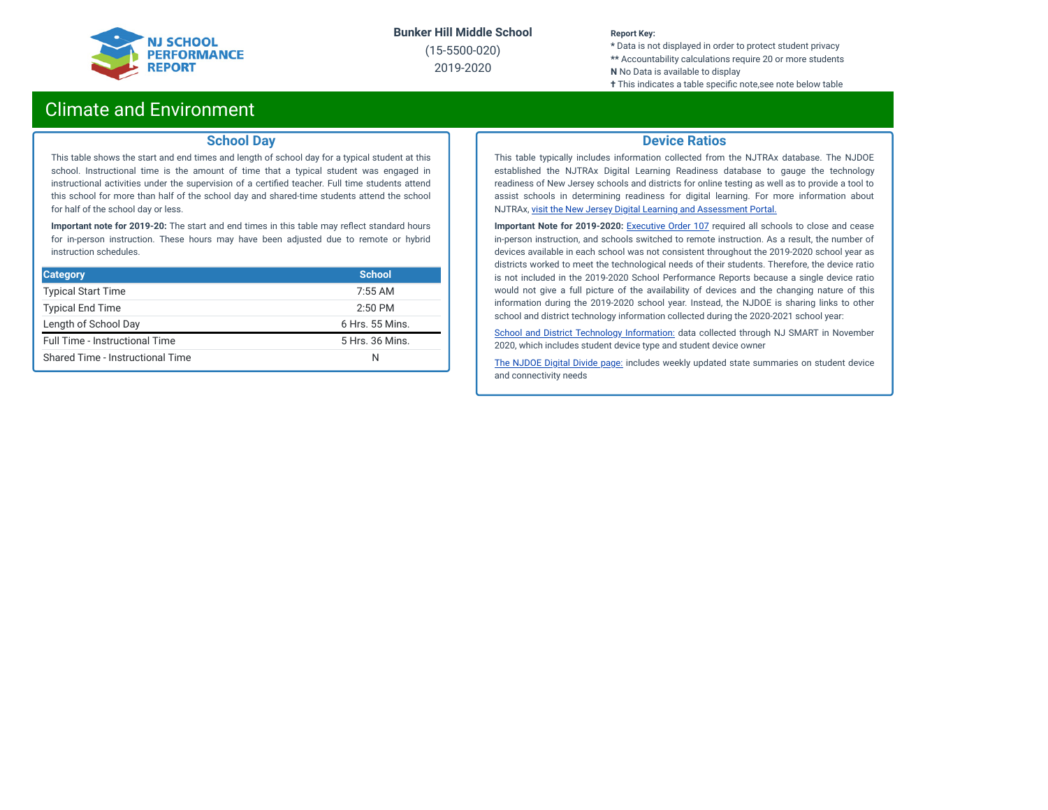# Climate and Environment

## School Day

This table shows the start and end times and length of school day for a typical student at this school. Instructional time is the amount of time that a typical student was engaged in instructional activities under the supervision of a certified teacher. Full time students attend this school for more than half of the school day and shared-time students attend the school for half of the school day or less.

**Important note for 2019-20:** The start and end times in this table may reflect standard hours for in-person instruction. These hours may have been adjusted due to remote or hybrid instruction schedules.

| Category | School |
|---|---|
| Typical Start Time | 7:55 AM |
| Typical End Time | 2:50 PM |
| Length of School Day | 6 Hrs. 55 Mins. |
| Full Time - Instructional Time | 5 Hrs. 36 Mins. |
| Shared Time - Instructional Time | N |

## Device Ratios

This table typically includes information collected from the NJTRAx database. The NJDOE established the NJTRAx Digital Learning Readiness database to gauge the technology readiness of New Jersey schools and districts for online testing as well as to provide a tool to assist schools in determining readiness for digital learning. For more information about NJTRAx, visit the New Jersey Digital Learning and Assessment Portal.

**Important Note for 2019-2020:** Executive Order 107 required all schools to close and cease in-person instruction, and schools switched to remote instruction. As a result, the number of devices available in each school was not consistent throughout the 2019-2020 school year as districts worked to meet the technological needs of their students. Therefore, the device ratio is not included in the 2019-2020 School Performance Reports because a single device ratio would not give a full picture of the availability of devices and the changing nature of this information during the 2019-2020 school year. Instead, the NJDOE is sharing links to other school and district technology information collected during the 2020-2021 school year:

School and District Technology Information: data collected through NJ SMART in November 2020, which includes student device type and student device owner

The NJDOE Digital Divide page: includes weekly updated state summaries on student device and connectivity needs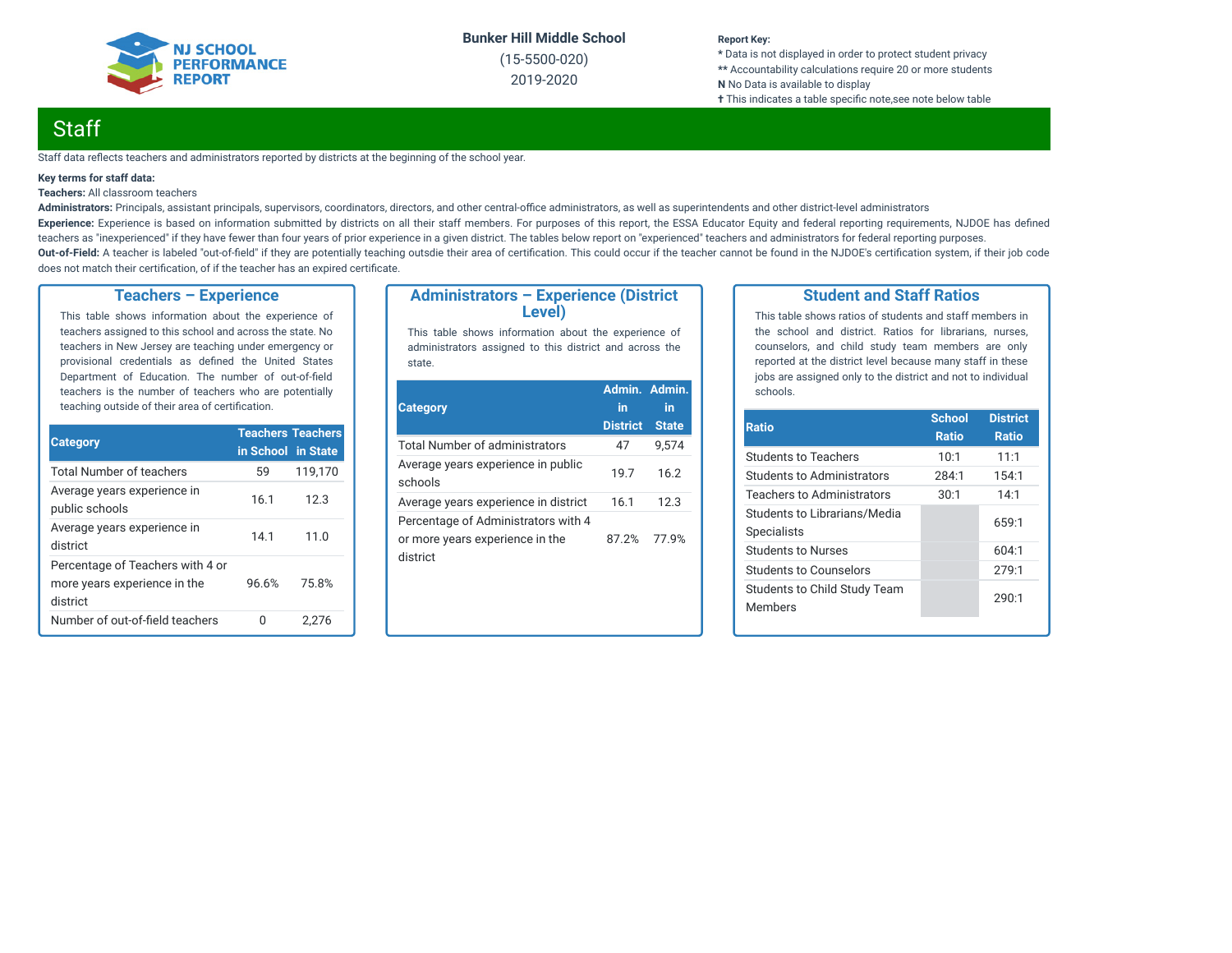Bunker Hill Middle School
(15-5500-020)
2019-2020

Report Key:
* Data is not displayed in order to protect student privacy
** Accountability calculations require 20 or more students
**N** No Data is available to display
✝ This indicates a table specific note,see note below table

## Staff

Staff data reflects teachers and administrators reported by districts at the beginning of the school year.

**Key terms for staff data:**

**Teachers:** All classroom teachers

**Administrators:** Principals, assistant principals, supervisors, coordinators, directors, and other central-office administrators, as well as superintendents and other district-level administrators

**Experience:** Experience is based on information submitted by districts on all their staff members. For purposes of this report, the ESSA Educator Equity and federal reporting requirements, NJDOE has defined teachers as "inexperienced" if they have fewer than four years of prior experience in a given district. The tables below report on "experienced" teachers and administrators for federal reporting purposes.

**Out-of-Field:** A teacher is labeled "out-of-field" if they are potentially teaching outsdie their area of certification. This could occur if the teacher cannot be found in the NJDOE's certification system, if their job code does not match their certification, of if the teacher has an expired certificate.

### Teachers – Experience

This table shows information about the experience of teachers assigned to this school and across the state. No teachers in New Jersey are teaching under emergency or provisional credentials as defined the United States Department of Education. The number of out-of-field teachers is the number of teachers who are potentially teaching outside of their area of certification.

| Category | Teachers in School | Teachers in State |
|---|---|---|
| Total Number of teachers | 59 | 119,170 |
| Average years experience in public schools | 16.1 | 12.3 |
| Average years experience in district | 14.1 | 11.0 |
| Percentage of Teachers with 4 or more years experience in the district | 96.6% | 75.8% |
| Number of out-of-field teachers | 0 | 2,276 |

### Administrators – Experience (District Level)

This table shows information about the experience of administrators assigned to this district and across the state.

| Category | Admin. in District | Admin. in State |
|---|---|---|
| Total Number of administrators | 47 | 9,574 |
| Average years experience in public schools | 19.7 | 16.2 |
| Average years experience in district | 16.1 | 12.3 |
| Percentage of Administrators with 4 or more years experience in the district | 87.2% | 77.9% |

### Student and Staff Ratios

This table shows ratios of students and staff members in the school and district. Ratios for librarians, nurses, counselors, and child study team members are only reported at the district level because many staff in these jobs are assigned only to the district and not to individual schools.

| Ratio | School Ratio | District Ratio |
|---|---|---|
| Students to Teachers | 10:1 | 11:1 |
| Students to Administrators | 284:1 | 154:1 |
| Teachers to Administrators | 30:1 | 14:1 |
| Students to Librarians/Media Specialists | | 659:1 |
| Students to Nurses | | 604:1 |
| Students to Counselors | | 279:1 |
| Students to Child Study Team Members | | 290:1 |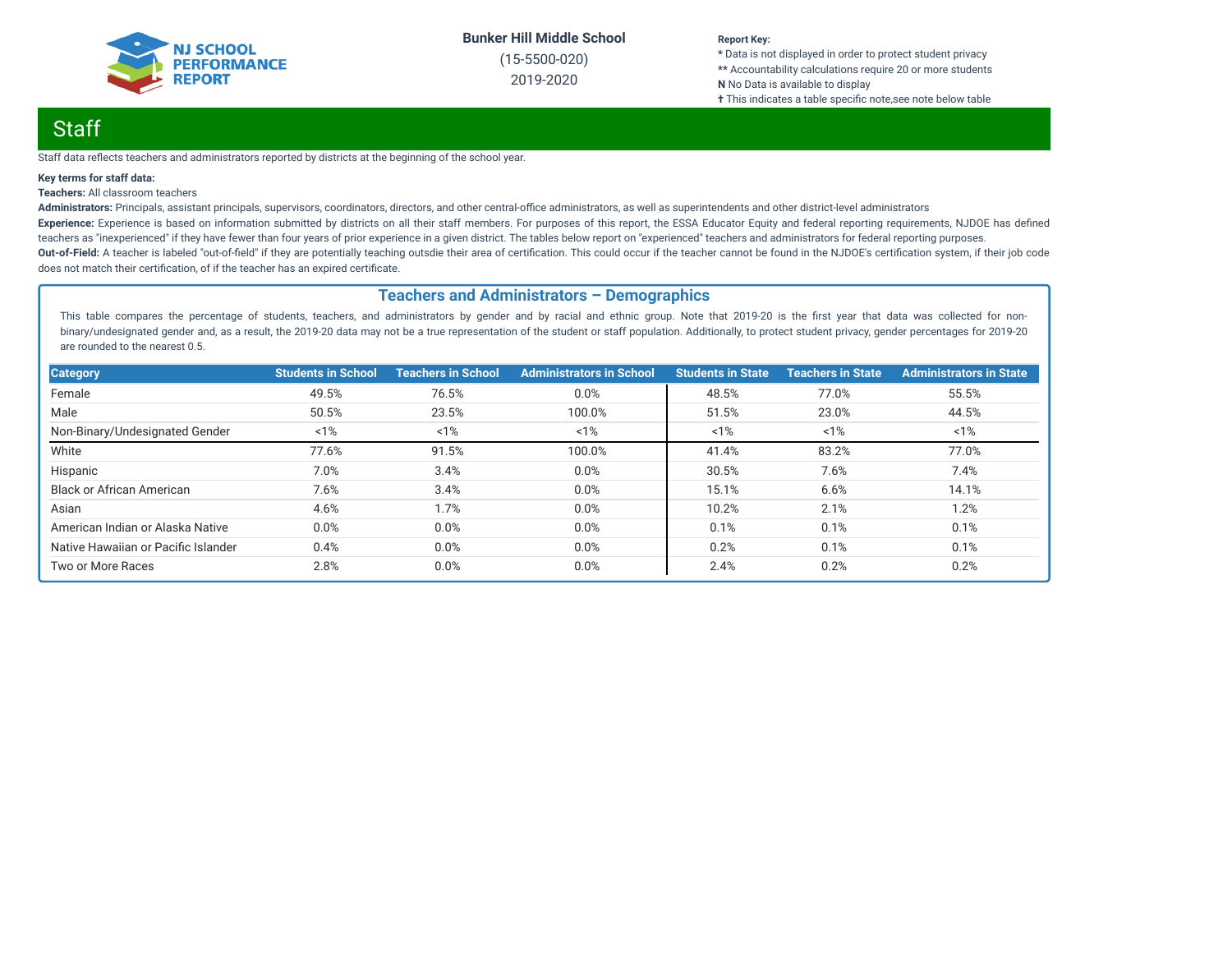Bunker Hill Middle School

(15-5500-020)

2019-2020

**Report Key:**
* Data is not displayed in order to protect student privacy
** Accountability calculations require 20 or more students
**N** No Data is available to display
✝ This indicates a table specific note,see note below table

# Staff

Staff data reflects teachers and administrators reported by districts at the beginning of the school year.

**Key terms for staff data:**

**Teachers:** All classroom teachers

**Administrators:** Principals, assistant principals, supervisors, coordinators, directors, and other central-office administrators, as well as superintendents and other district-level administrators

**Experience:** Experience is based on information submitted by districts on all their staff members. For purposes of this report, the ESSA Educator Equity and federal reporting requirements, NJDOE has defined teachers as "inexperienced" if they have fewer than four years of prior experience in a given district. The tables below report on "experienced" teachers and administrators for federal reporting purposes.

**Out-of-Field:** A teacher is labeled "out-of-field" if they are potentially teaching outsdie their area of certification. This could occur if the teacher cannot be found in the NJDOE's certification system, if their job code does not match their certification, of if the teacher has an expired certificate.

## Teachers and Administrators – Demographics

This table compares the percentage of students, teachers, and administrators by gender and by racial and ethnic group. Note that 2019-20 is the first year that data was collected for non-binary/undesignated gender and, as a result, the 2019-20 data may not be a true representation of the student or staff population. Additionally, to protect student privacy, gender percentages for 2019-20 are rounded to the nearest 0.5.

| Category | Students in School | Teachers in School | Administrators in School | Students in State | Teachers in State | Administrators in State |
|---|---|---|---|---|---|---|
| Female | 49.5% | 76.5% | 0.0% | 48.5% | 77.0% | 55.5% |
| Male | 50.5% | 23.5% | 100.0% | 51.5% | 23.0% | 44.5% |
| Non-Binary/Undesignated Gender | <1% | <1% | <1% | <1% | <1% | <1% |
| White | 77.6% | 91.5% | 100.0% | 41.4% | 83.2% | 77.0% |
| Hispanic | 7.0% | 3.4% | 0.0% | 30.5% | 7.6% | 7.4% |
| Black or African American | 7.6% | 3.4% | 0.0% | 15.1% | 6.6% | 14.1% |
| Asian | 4.6% | 1.7% | 0.0% | 10.2% | 2.1% | 1.2% |
| American Indian or Alaska Native | 0.0% | 0.0% | 0.0% | 0.1% | 0.1% | 0.1% |
| Native Hawaiian or Pacific Islander | 0.4% | 0.0% | 0.0% | 0.2% | 0.1% | 0.1% |
| Two or More Races | 2.8% | 0.0% | 0.0% | 2.4% | 0.2% | 0.2% |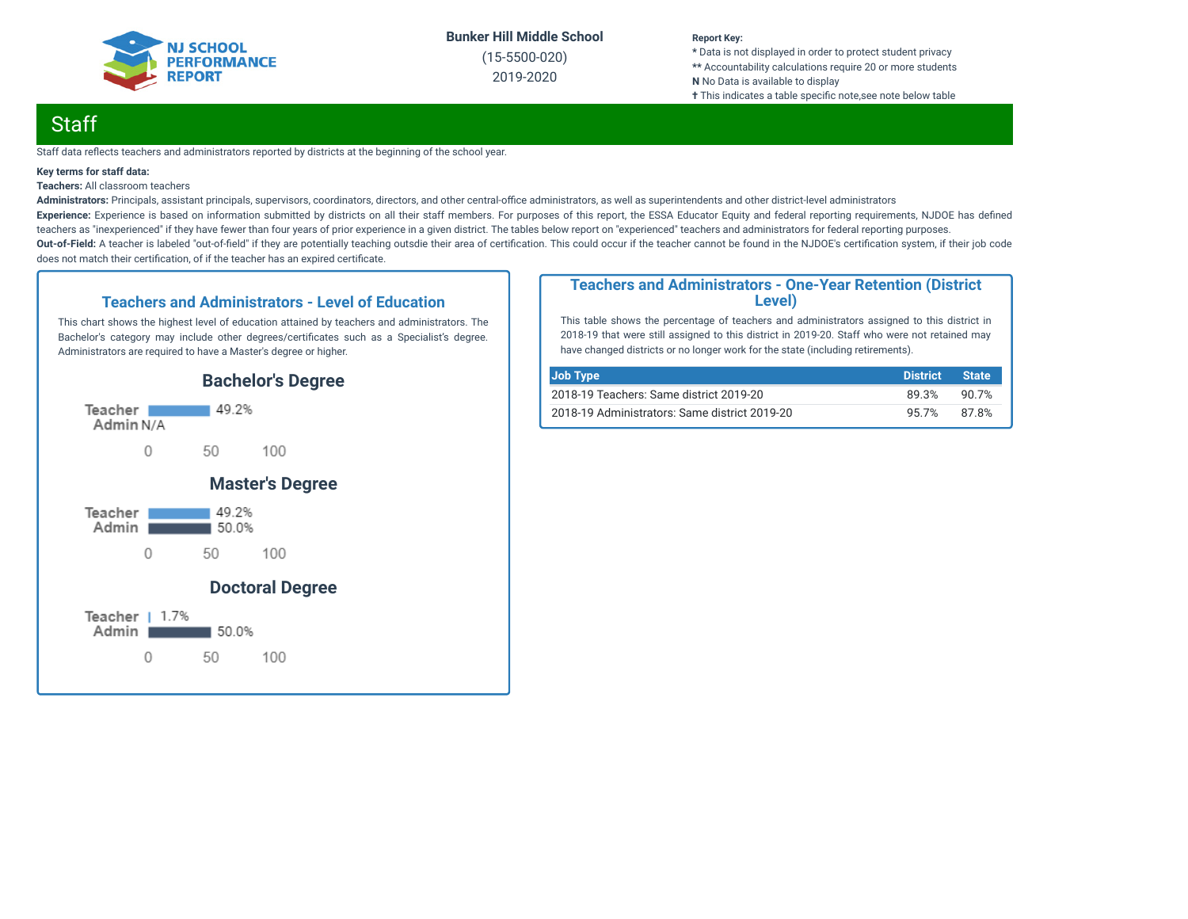Bunker Hill Middle School
(15-5500-020)
2019-2020

Report Key:
* Data is not displayed in order to protect student privacy
** Accountability calculations require 20 or more students
**N** No Data is available to display
✝ This indicates a table specific note,see note below table

# Staff

Staff data reflects teachers and administrators reported by districts at the beginning of the school year.

**Key terms for staff data:**
**Teachers:** All classroom teachers
**Administrators:** Principals, assistant principals, supervisors, coordinators, directors, and other central-office administrators, as well as superintendents and other district-level administrators
**Experience:** Experience is based on information submitted by districts on all their staff members. For purposes of this report, the ESSA Educator Equity and federal reporting requirements, NJDOE has defined teachers as "inexperienced" if they have fewer than four years of prior experience in a given district. The tables below report on "experienced" teachers and administrators for federal reporting purposes.
**Out-of-Field:** A teacher is labeled "out-of-field" if they are potentially teaching outsdie their area of certification. This could occur if the teacher cannot be found in the NJDOE's certification system, if their job code does not match their certification, of if the teacher has an expired certificate.

## Teachers and Administrators - Level of Education

This chart shows the highest level of education attained by teachers and administrators. The Bachelor's category may include other degrees/certificates such as a Specialist's degree. Administrators are required to have a Master's degree or higher.

### Bachelor's Degree

| | Percent |
|---|---|
| Teacher | 49.2% |
| Admin | N/A |

### Master's Degree

| | Percent |
|---|---|
| Teacher | 49.2% |
| Admin | 50.0% |

### Doctoral Degree

| | Percent |
|---|---|
| Teacher | 1.7% |
| Admin | 50.0% |

## Teachers and Administrators - One-Year Retention (District Level)

This table shows the percentage of teachers and administrators assigned to this district in 2018-19 that were still assigned to this district in 2019-20. Staff who were not retained may have changed districts or no longer work for the state (including retirements).

| Job Type | District | State |
|---|---|---|
| 2018-19 Teachers: Same district 2019-20 | 89.3% | 90.7% |
| 2018-19 Administrators: Same district 2019-20 | 95.7% | 87.8% |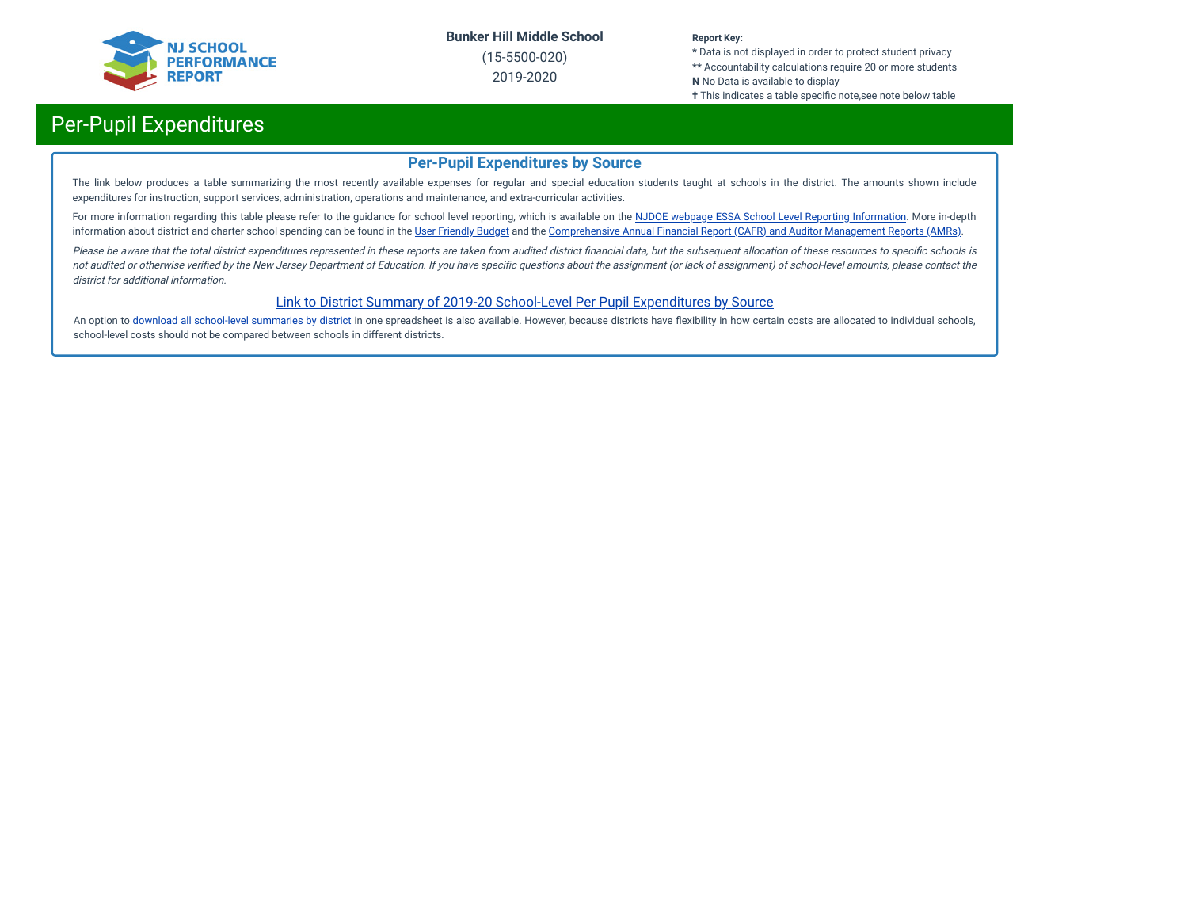# Per-Pupil Expenditures

## Per-Pupil Expenditures by Source

The link below produces a table summarizing the most recently available expenses for regular and special education students taught at schools in the district. The amounts shown include expenditures for instruction, support services, administration, operations and maintenance, and extra-curricular activities.

For more information regarding this table please refer to the guidance for school level reporting, which is available on the NJDOE webpage ESSA School Level Reporting Information. More in-depth information about district and charter school spending can be found in the User Friendly Budget and the Comprehensive Annual Financial Report (CAFR) and Auditor Management Reports (AMRs).

*Please be aware that the total district expenditures represented in these reports are taken from audited district financial data, but the subsequent allocation of these resources to specific schools is not audited or otherwise verified by the New Jersey Department of Education. If you have specific questions about the assignment (or lack of assignment) of school-level amounts, please contact the district for additional information.*

Link to District Summary of 2019-20 School-Level Per Pupil Expenditures by Source

An option to download all school-level summaries by district in one spreadsheet is also available. However, because districts have flexibility in how certain costs are allocated to individual schools, school-level costs should not be compared between schools in different districts.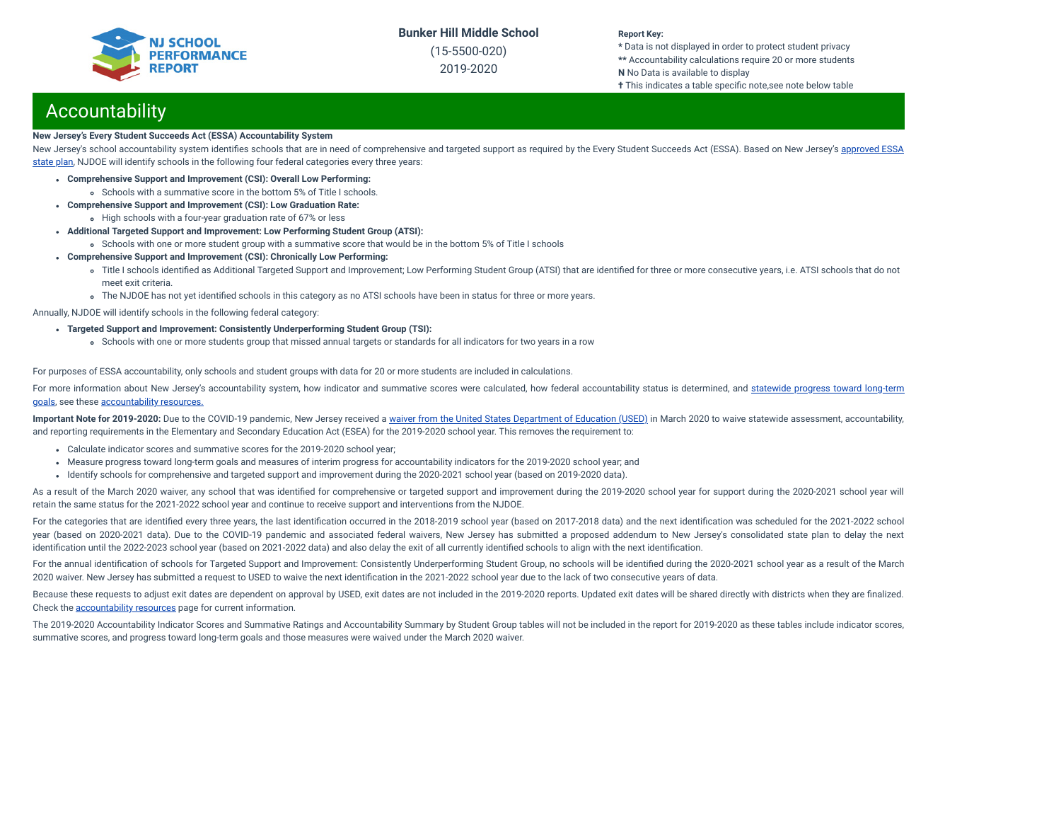## Accountability

**New Jersey's Every Student Succeeds Act (ESSA) Accountability System**

New Jersey's school accountability system identifies schools that are in need of comprehensive and targeted support as required by the Every Student Succeeds Act (ESSA). Based on New Jersey's approved ESSA state plan, NJDOE will identify schools in the following four federal categories every three years:

- **Comprehensive Support and Improvement (CSI): Overall Low Performing:**
  - Schools with a summative score in the bottom 5% of Title I schools.
- **Comprehensive Support and Improvement (CSI): Low Graduation Rate:**
  - High schools with a four-year graduation rate of 67% or less
- **Additional Targeted Support and Improvement: Low Performing Student Group (ATSI):**
  - Schools with one or more student group with a summative score that would be in the bottom 5% of Title I schools
- **Comprehensive Support and Improvement (CSI): Chronically Low Performing:**
  - Title I schools identified as Additional Targeted Support and Improvement; Low Performing Student Group (ATSI) that are identified for three or more consecutive years, i.e. ATSI schools that do not meet exit criteria.
  - The NJDOE has not yet identified schools in this category as no ATSI schools have been in status for three or more years.

Annually, NJDOE will identify schools in the following federal category:

- **Targeted Support and Improvement: Consistently Underperforming Student Group (TSI):**
  - Schools with one or more students group that missed annual targets or standards for all indicators for two years in a row

For purposes of ESSA accountability, only schools and student groups with data for 20 or more students are included in calculations.

For more information about New Jersey's accountability system, how indicator and summative scores were calculated, how federal accountability status is determined, and statewide progress toward long-term goals, see these accountability resources.

**Important Note for 2019-2020:** Due to the COVID-19 pandemic, New Jersey received a waiver from the United States Department of Education (USED) in March 2020 to waive statewide assessment, accountability, and reporting requirements in the Elementary and Secondary Education Act (ESEA) for the 2019-2020 school year. This removes the requirement to:

- Calculate indicator scores and summative scores for the 2019-2020 school year;
- Measure progress toward long-term goals and measures of interim progress for accountability indicators for the 2019-2020 school year; and
- Identify schools for comprehensive and targeted support and improvement during the 2020-2021 school year (based on 2019-2020 data).

As a result of the March 2020 waiver, any school that was identified for comprehensive or targeted support and improvement during the 2019-2020 school year for support during the 2020-2021 school year will retain the same status for the 2021-2022 school year and continue to receive support and interventions from the NJDOE.

For the categories that are identified every three years, the last identification occurred in the 2018-2019 school year (based on 2017-2018 data) and the next identification was scheduled for the 2021-2022 school year (based on 2020-2021 data). Due to the COVID-19 pandemic and associated federal waivers, New Jersey has submitted a proposed addendum to New Jersey's consolidated state plan to delay the next identification until the 2022-2023 school year (based on 2021-2022 data) and also delay the exit of all currently identified schools to align with the next identification.

For the annual identification of schools for Targeted Support and Improvement: Consistently Underperforming Student Group, no schools will be identified during the 2020-2021 school year as a result of the March 2020 waiver. New Jersey has submitted a request to USED to waive the next identification in the 2021-2022 school year due to the lack of two consecutive years of data.

Because these requests to adjust exit dates are dependent on approval by USED, exit dates are not included in the 2019-2020 reports. Updated exit dates will be shared directly with districts when they are finalized. Check the accountability resources page for current information.

The 2019-2020 Accountability Indicator Scores and Summative Ratings and Accountability Summary by Student Group tables will not be included in the report for 2019-2020 as these tables include indicator scores, summative scores, and progress toward long-term goals and those measures were waived under the March 2020 waiver.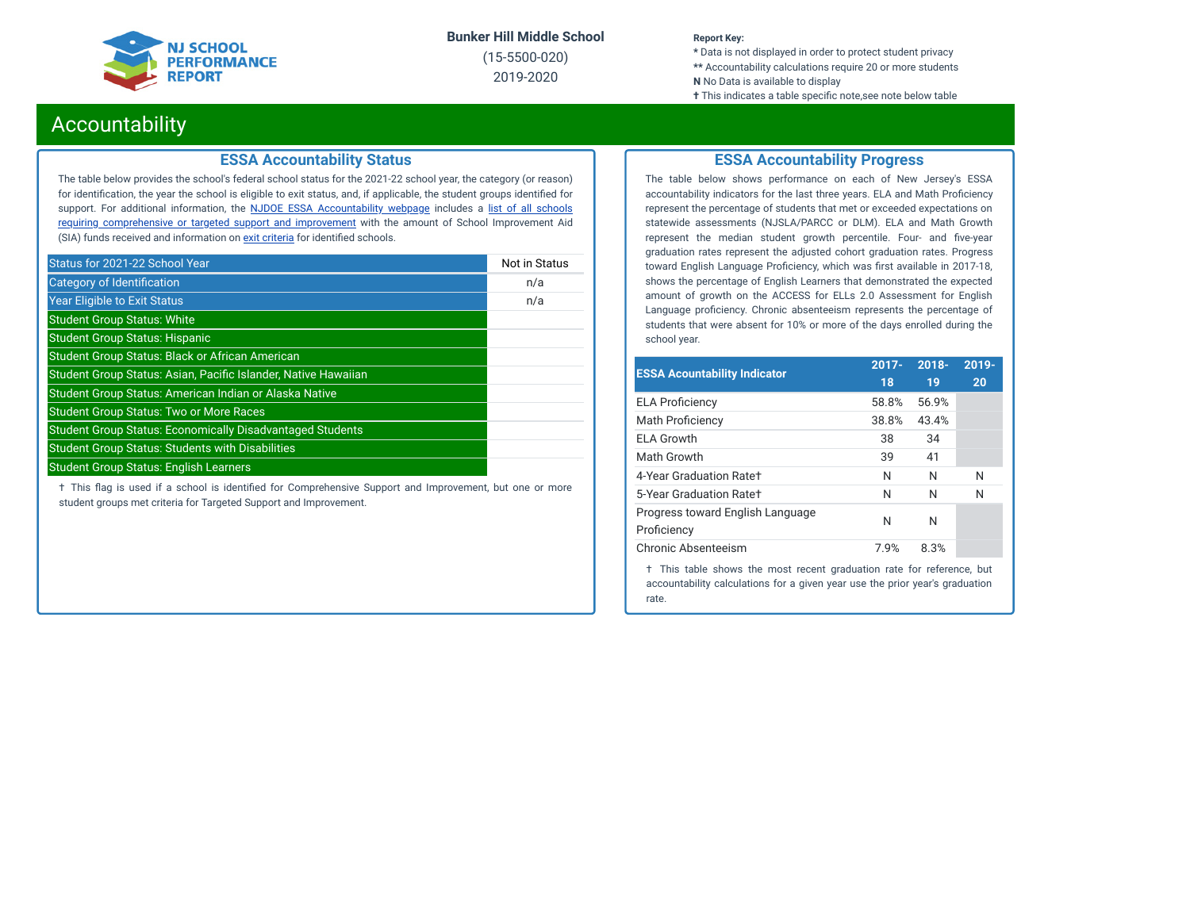NJ SCHOOL PERFORMANCE REPORT

**Bunker Hill Middle School**
(15-5500-020)
2019-2020

**Report Key:**
* Data is not displayed in order to protect student privacy
** Accountability calculations require 20 or more students
**N** No Data is available to display
† This indicates a table specific note,see note below table

# Accountability

## ESSA Accountability Status

The table below provides the school's federal school status for the 2021-22 school year, the category (or reason) for identification, the year the school is eligible to exit status, and, if applicable, the student groups identified for support. For additional information, the NJDOE ESSA Accountability webpage includes a list of all schools requiring comprehensive or targeted support and improvement with the amount of School Improvement Aid (SIA) funds received and information on exit criteria for identified schools.

| Status for 2021-22 School Year | Not in Status |
|---|---|
| Category of Identification | n/a |
| Year Eligible to Exit Status | n/a |
| Student Group Status: White | |
| Student Group Status: Hispanic | |
| Student Group Status: Black or African American | |
| Student Group Status: Asian, Pacific Islander, Native Hawaiian | |
| Student Group Status: American Indian or Alaska Native | |
| Student Group Status: Two or More Races | |
| Student Group Status: Economically Disadvantaged Students | |
| Student Group Status: Students with Disabilities | |
| Student Group Status: English Learners | |

† This flag is used if a school is identified for Comprehensive Support and Improvement, but one or more student groups met criteria for Targeted Support and Improvement.

## ESSA Accountability Progress

The table below shows performance on each of New Jersey's ESSA accountability indicators for the last three years. ELA and Math Proficiency represent the percentage of students that met or exceeded expectations on statewide assessments (NJSLA/PARCC or DLM). ELA and Math Growth represent the median student growth percentile. Four- and five-year graduation rates represent the adjusted cohort graduation rates. Progress toward English Language Proficiency, which was first available in 2017-18, shows the percentage of English Learners that demonstrated the expected amount of growth on the ACCESS for ELLs 2.0 Assessment for English Language proficiency. Chronic absenteeism represents the percentage of students that were absent for 10% or more of the days enrolled during the school year.

| ESSA Accountability Indicator | 2017-18 | 2018-19 | 2019-20 |
|---|---|---|---|
| ELA Proficiency | 58.8% | 56.9% | |
| Math Proficiency | 38.8% | 43.4% | |
| ELA Growth | 38 | 34 | |
| Math Growth | 39 | 41 | |
| 4-Year Graduation Rate† | N | N | N |
| 5-Year Graduation Rate† | N | N | N |
| Progress toward English Language Proficiency | N | N | |
| Chronic Absenteeism | 7.9% | 8.3% | |

† This table shows the most recent graduation rate for reference, but accountability calculations for a given year use the prior year's graduation rate.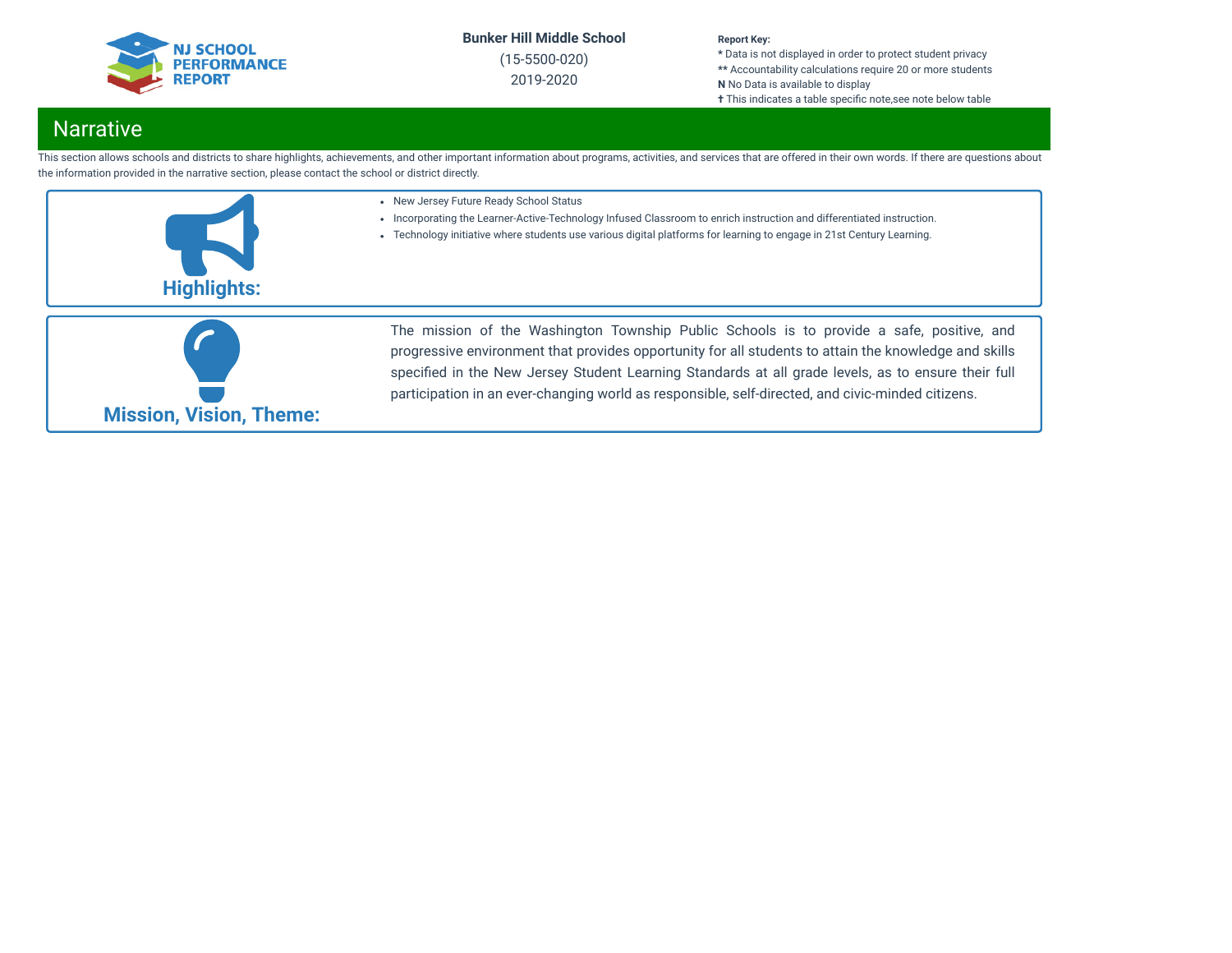# Narrative

This section allows schools and districts to share highlights, achievements, and other important information about programs, activities, and services that are offered in their own words. If there are questions about the information provided in the narrative section, please contact the school or district directly.

## Highlights:

- New Jersey Future Ready School Status
- Incorporating the Learner-Active-Technology Infused Classroom to enrich instruction and differentiated instruction.
- Technology initiative where students use various digital platforms for learning to engage in 21st Century Learning.

## Mission, Vision, Theme:

The mission of the Washington Township Public Schools is to provide a safe, positive, and progressive environment that provides opportunity for all students to attain the knowledge and skills specified in the New Jersey Student Learning Standards at all grade levels, as to ensure their full participation in an ever-changing world as responsible, self-directed, and civic-minded citizens.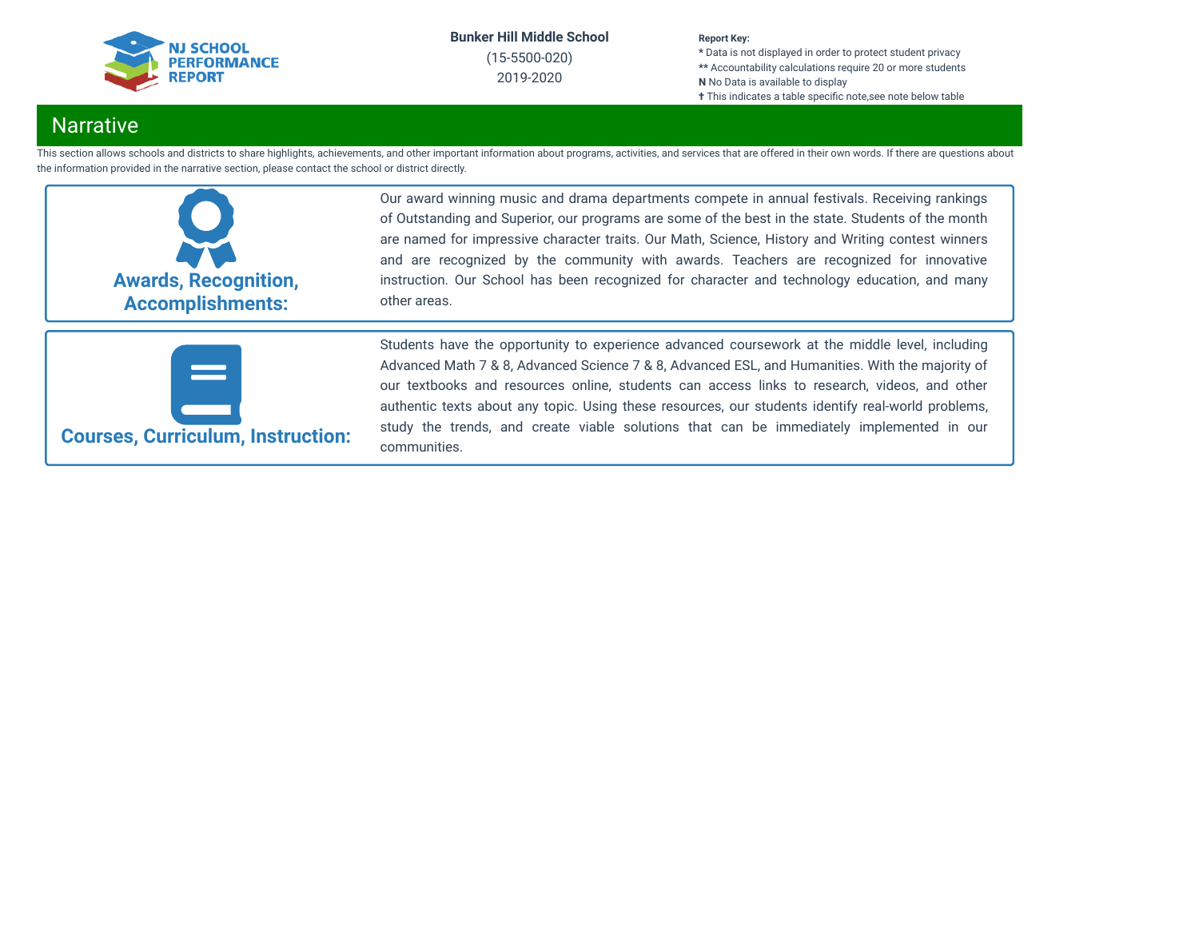# Narrative

This section allows schools and districts to share highlights, achievements, and other important information about programs, activities, and services that are offered in their own words. If there are questions about the information provided in the narrative section, please contact the school or district directly.

| | |
|---|---|
| **Awards, Recognition, Accomplishments:** | Our award winning music and drama departments compete in annual festivals. Receiving rankings of Outstanding and Superior, our programs are some of the best in the state. Students of the month are named for impressive character traits. Our Math, Science, History and Writing contest winners and are recognized by the community with awards. Teachers are recognized for innovative instruction. Our School has been recognized for character and technology education, and many other areas. |
| **Courses, Curriculum, Instruction:** | Students have the opportunity to experience advanced coursework at the middle level, including Advanced Math 7 & 8, Advanced Science 7 & 8, Advanced ESL, and Humanities. With the majority of our textbooks and resources online, students can access links to research, videos, and other authentic texts about any topic. Using these resources, our students identify real-world problems, study the trends, and create viable solutions that can be immediately implemented in our communities. |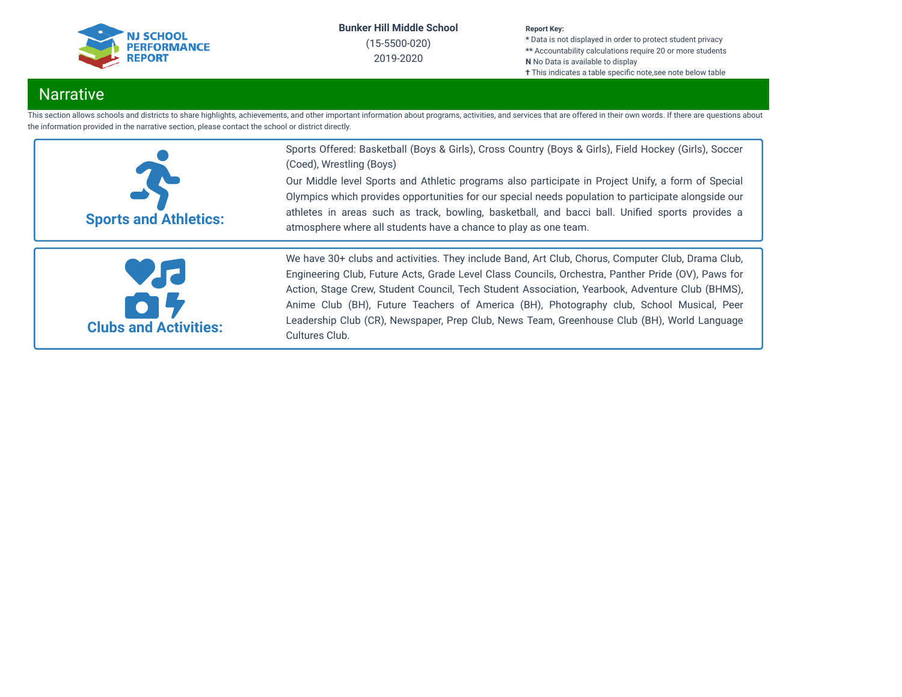# Narrative

This section allows schools and districts to share highlights, achievements, and other important information about programs, activities, and services that are offered in their own words. If there are questions about the information provided in the narrative section, please contact the school or district directly.

## Sports and Athletics:

Sports Offered: Basketball (Boys & Girls), Cross Country (Boys & Girls), Field Hockey (Girls), Soccer (Coed), Wrestling (Boys)

Our Middle level Sports and Athletic programs also participate in Project Unify, a form of Special Olympics which provides opportunities for our special needs population to participate alongside our athletes in areas such as track, bowling, basketball, and bacci ball. Unified sports provides a atmosphere where all students have a chance to play as one team.

## Clubs and Activities:

We have 30+ clubs and activities. They include Band, Art Club, Chorus, Computer Club, Drama Club, Engineering Club, Future Acts, Grade Level Class Councils, Orchestra, Panther Pride (OV), Paws for Action, Stage Crew, Student Council, Tech Student Association, Yearbook, Adventure Club (BHMS), Anime Club (BH), Future Teachers of America (BH), Photography club, School Musical, Peer Leadership Club (CR), Newspaper, Prep Club, News Team, Greenhouse Club (BH), World Language Cultures Club.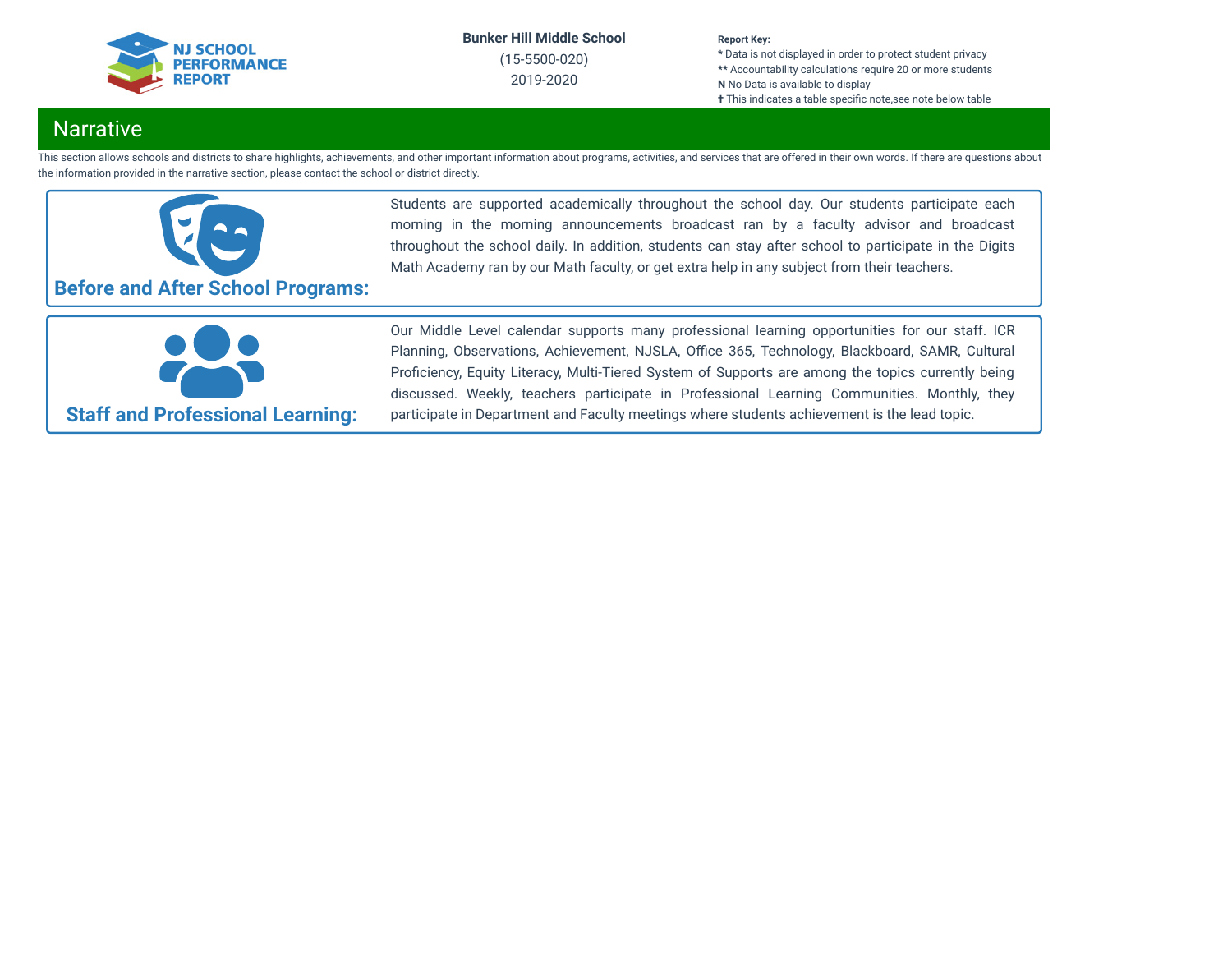Bunker Hill Middle School

(15-5500-020)

2019-2020

**Report Key:**
**\*** Data is not displayed in order to protect student privacy
**\*\*** Accountability calculations require 20 or more students
**N** No Data is available to display
**†** This indicates a table specific note,see note below table

## Narrative

This section allows schools and districts to share highlights, achievements, and other important information about programs, activities, and services that are offered in their own words. If there are questions about the information provided in the narrative section, please contact the school or district directly.

### Before and After School Programs:

Students are supported academically throughout the school day. Our students participate each morning in the morning announcements broadcast ran by a faculty advisor and broadcast throughout the school daily. In addition, students can stay after school to participate in the Digits Math Academy ran by our Math faculty, or get extra help in any subject from their teachers.

### Staff and Professional Learning:

Our Middle Level calendar supports many professional learning opportunities for our staff. ICR Planning, Observations, Achievement, NJSLA, Office 365, Technology, Blackboard, SAMR, Cultural Proficiency, Equity Literacy, Multi-Tiered System of Supports are among the topics currently being discussed. Weekly, teachers participate in Professional Learning Communities. Monthly, they participate in Department and Faculty meetings where students achievement is the lead topic.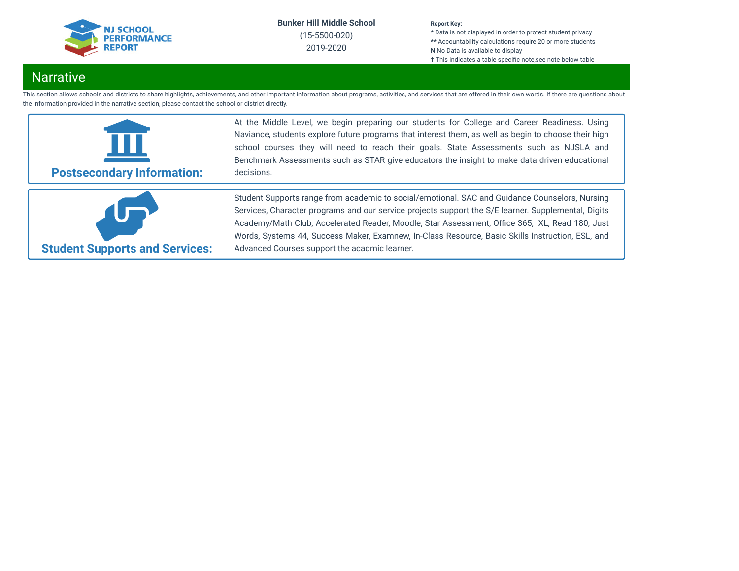## Narrative

This section allows schools and districts to share highlights, achievements, and other important information about programs, activities, and services that are offered in their own words. If there are questions about the information provided in the narrative section, please contact the school or district directly.

### Postsecondary Information:

At the Middle Level, we begin preparing our students for College and Career Readiness. Using Naviance, students explore future programs that interest them, as well as begin to choose their high school courses they will need to reach their goals. State Assessments such as NJSLA and Benchmark Assessments such as STAR give educators the insight to make data driven educational decisions.

### Student Supports and Services:

Student Supports range from academic to social/emotional. SAC and Guidance Counselors, Nursing Services, Character programs and our service projects support the S/E learner. Supplemental, Digits Academy/Math Club, Accelerated Reader, Moodle, Star Assessment, Office 365, IXL, Read 180, Just Words, Systems 44, Success Maker, Examnew, In-Class Resource, Basic Skills Instruction, ESL, and Advanced Courses support the acadmic learner.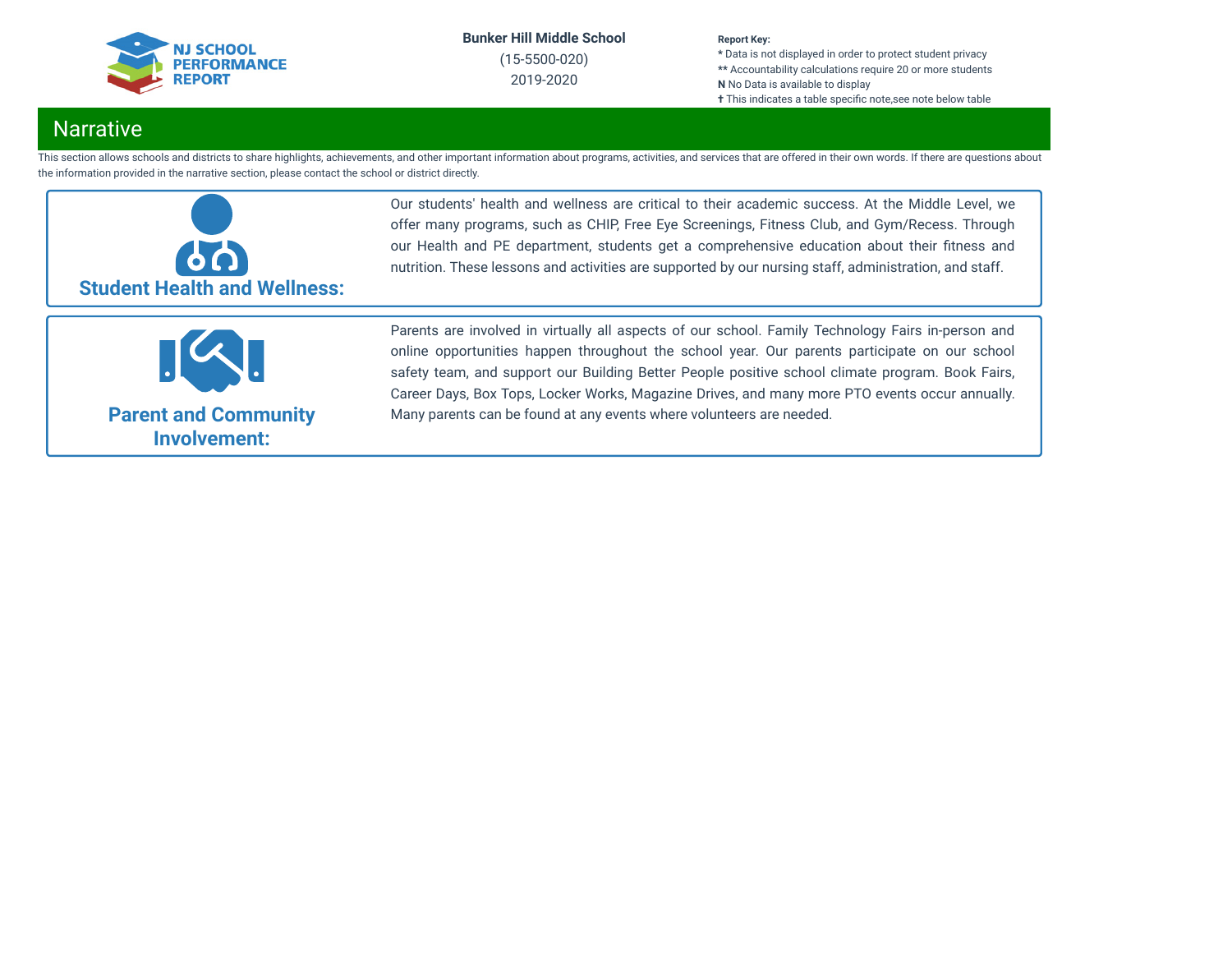## Narrative

This section allows schools and districts to share highlights, achievements, and other important information about programs, activities, and services that are offered in their own words. If there are questions about the information provided in the narrative section, please contact the school or district directly.

| | |
|---|---|
| **Student Health and Wellness:** | Our students' health and wellness are critical to their academic success. At the Middle Level, we offer many programs, such as CHIP, Free Eye Screenings, Fitness Club, and Gym/Recess. Through our Health and PE department, students get a comprehensive education about their fitness and nutrition. These lessons and activities are supported by our nursing staff, administration, and staff. |
| **Parent and Community Involvement:** | Parents are involved in virtually all aspects of our school. Family Technology Fairs in-person and online opportunities happen throughout the school year. Our parents participate on our school safety team, and support our Building Better People positive school climate program. Book Fairs, Career Days, Box Tops, Locker Works, Magazine Drives, and many more PTO events occur annually. Many parents can be found at any events where volunteers are needed. |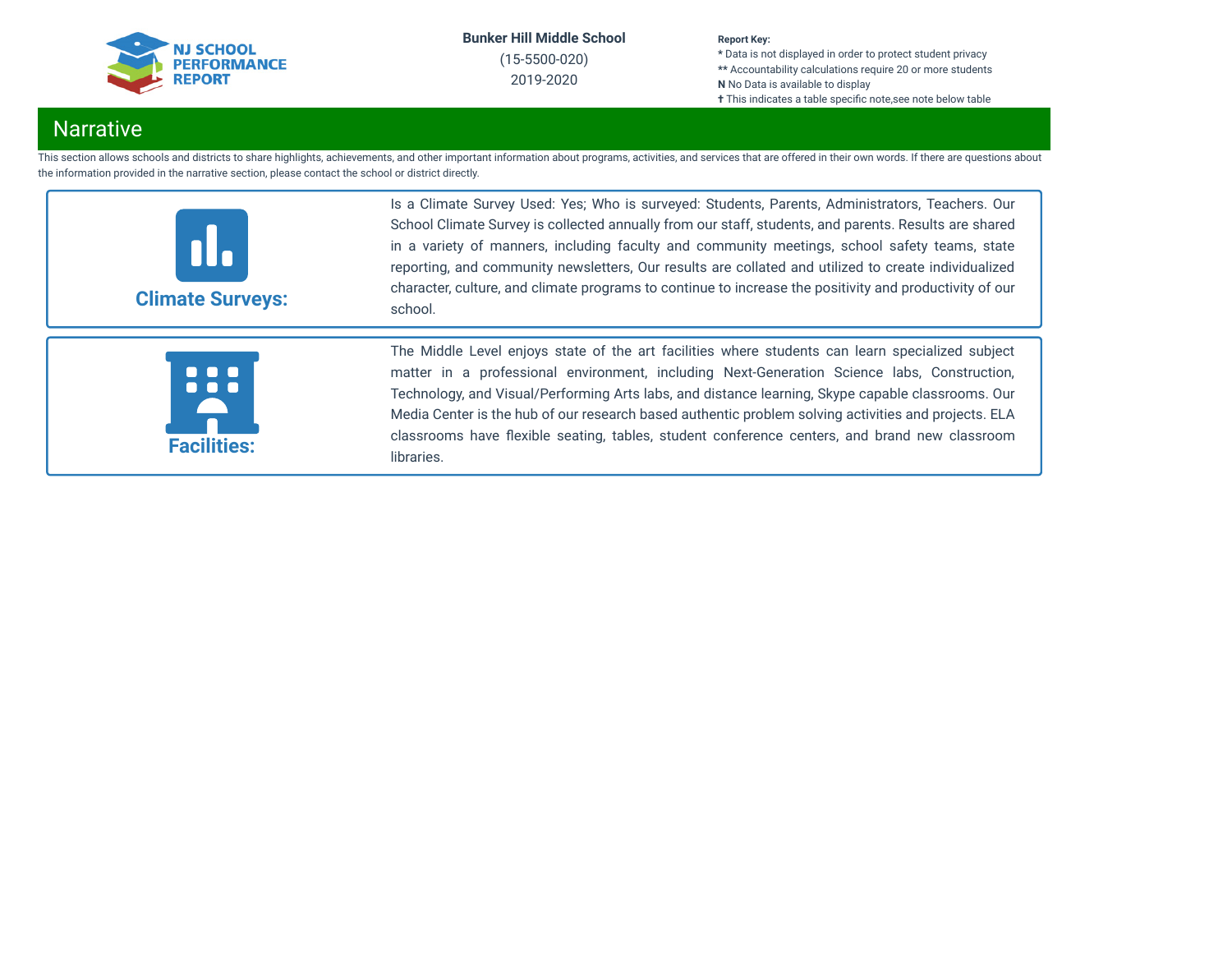## Narrative

This section allows schools and districts to share highlights, achievements, and other important information about programs, activities, and services that are offered in their own words. If there are questions about the information provided in the narrative section, please contact the school or district directly.

### Climate Surveys:

Is a Climate Survey Used: Yes; Who is surveyed: Students, Parents, Administrators, Teachers. Our School Climate Survey is collected annually from our staff, students, and parents. Results are shared in a variety of manners, including faculty and community meetings, school safety teams, state reporting, and community newsletters, Our results are collated and utilized to create individualized character, culture, and climate programs to continue to increase the positivity and productivity of our school.

### Facilities:

The Middle Level enjoys state of the art facilities where students can learn specialized subject matter in a professional environment, including Next-Generation Science labs, Construction, Technology, and Visual/Performing Arts labs, and distance learning, Skype capable classrooms. Our Media Center is the hub of our research based authentic problem solving activities and projects. ELA classrooms have flexible seating, tables, student conference centers, and brand new classroom libraries.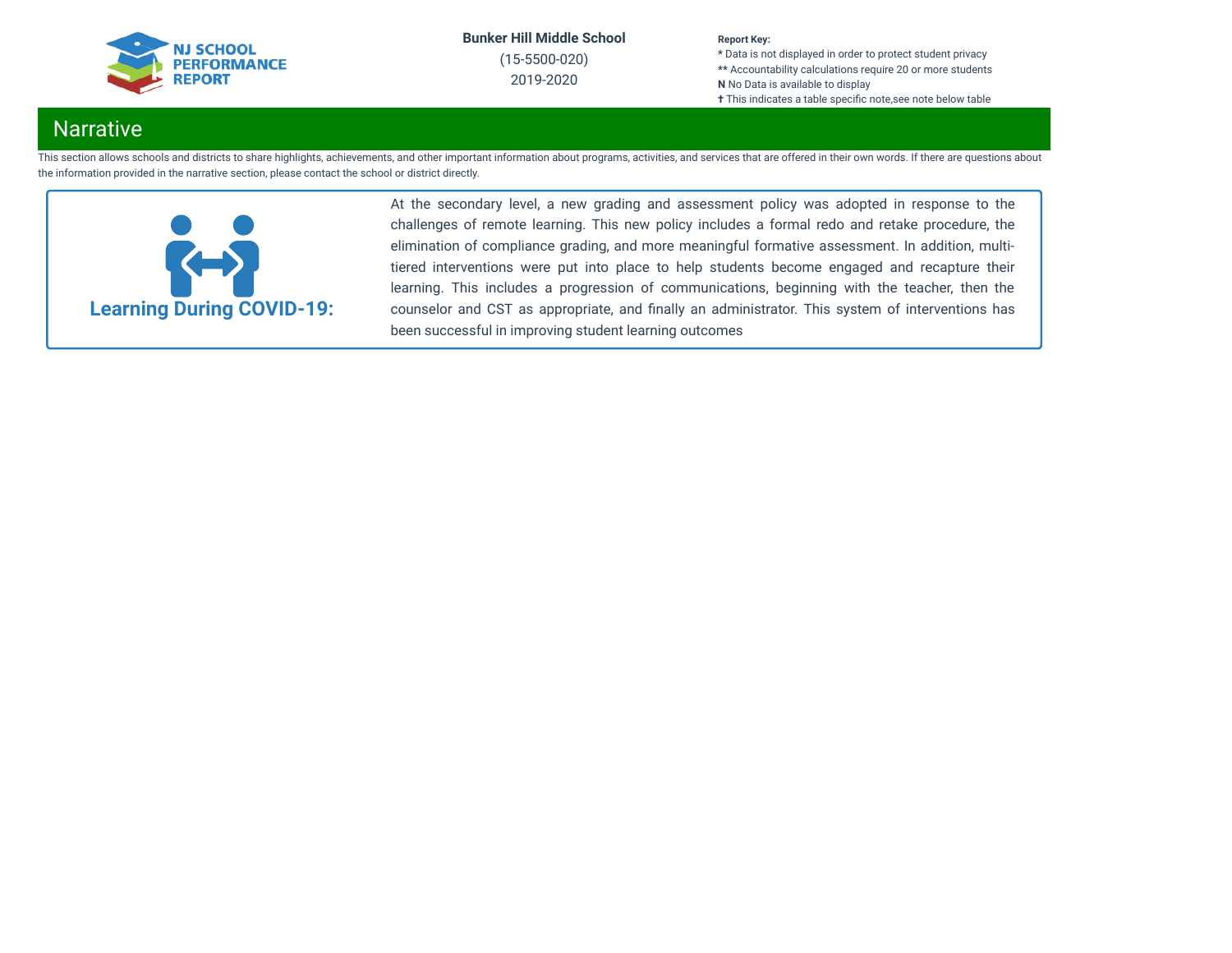## Narrative

This section allows schools and districts to share highlights, achievements, and other important information about programs, activities, and services that are offered in their own words. If there are questions about the information provided in the narrative section, please contact the school or district directly.

### Learning During COVID-19:

At the secondary level, a new grading and assessment policy was adopted in response to the challenges of remote learning. This new policy includes a formal redo and retake procedure, the elimination of compliance grading, and more meaningful formative assessment. In addition, multi-tiered interventions were put into place to help students become engaged and recapture their learning. This includes a progression of communications, beginning with the teacher, then the counselor and CST as appropriate, and finally an administrator. This system of interventions has been successful in improving student learning outcomes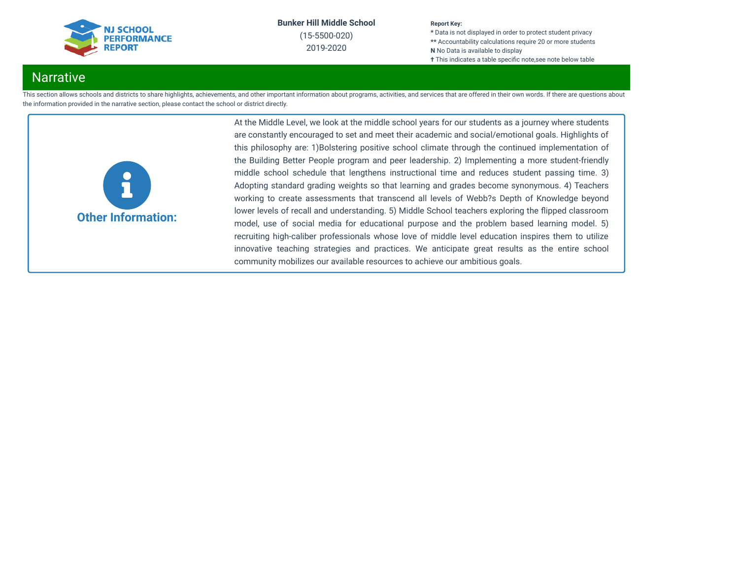# Narrative

This section allows schools and districts to share highlights, achievements, and other important information about programs, activities, and services that are offered in their own words. If there are questions about the information provided in the narrative section, please contact the school or district directly.

**Other Information:**

At the Middle Level, we look at the middle school years for our students as a journey where students are constantly encouraged to set and meet their academic and social/emotional goals. Highlights of this philosophy are: 1)Bolstering positive school climate through the continued implementation of the Building Better People program and peer leadership. 2) Implementing a more student-friendly middle school schedule that lengthens instructional time and reduces student passing time. 3) Adopting standard grading weights so that learning and grades become synonymous. 4) Teachers working to create assessments that transcend all levels of Webb?s Depth of Knowledge beyond lower levels of recall and understanding. 5) Middle School teachers exploring the flipped classroom model, use of social media for educational purpose and the problem based learning model. 5) recruiting high-caliber professionals whose love of middle level education inspires them to utilize innovative teaching strategies and practices. We anticipate great results as the entire school community mobilizes our available resources to achieve our ambitious goals.